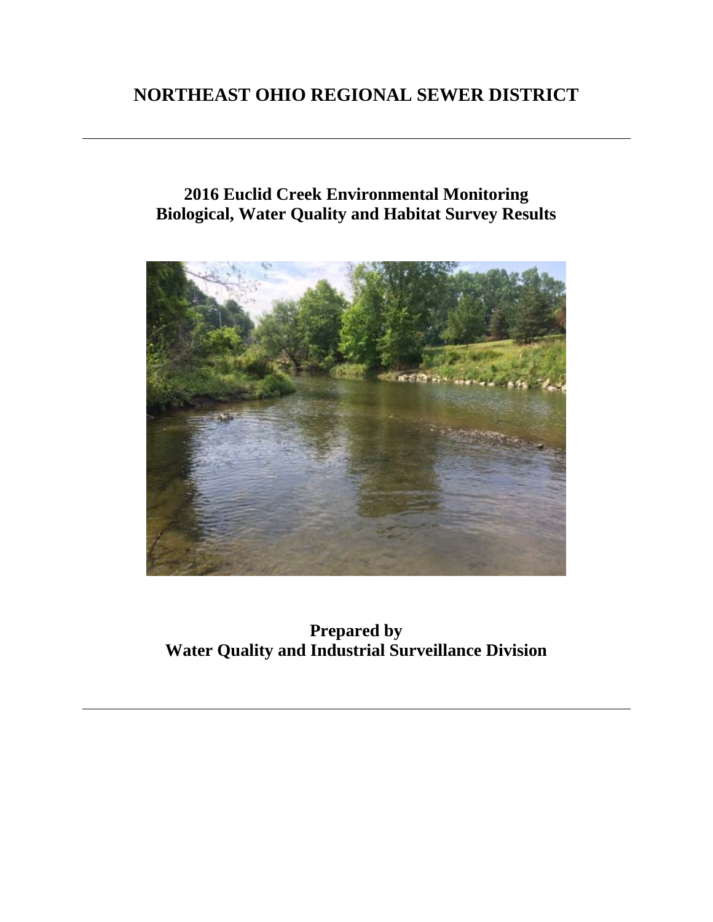# NORTHEAST OHIO REGIONAL SEWER DISTRICT

---

## 2016 Euclid Creek Environmental Monitoring
## Biological, Water Quality and Habitat Survey Results

**Prepared by**
**Water Quality and Industrial Surveillance Division**

---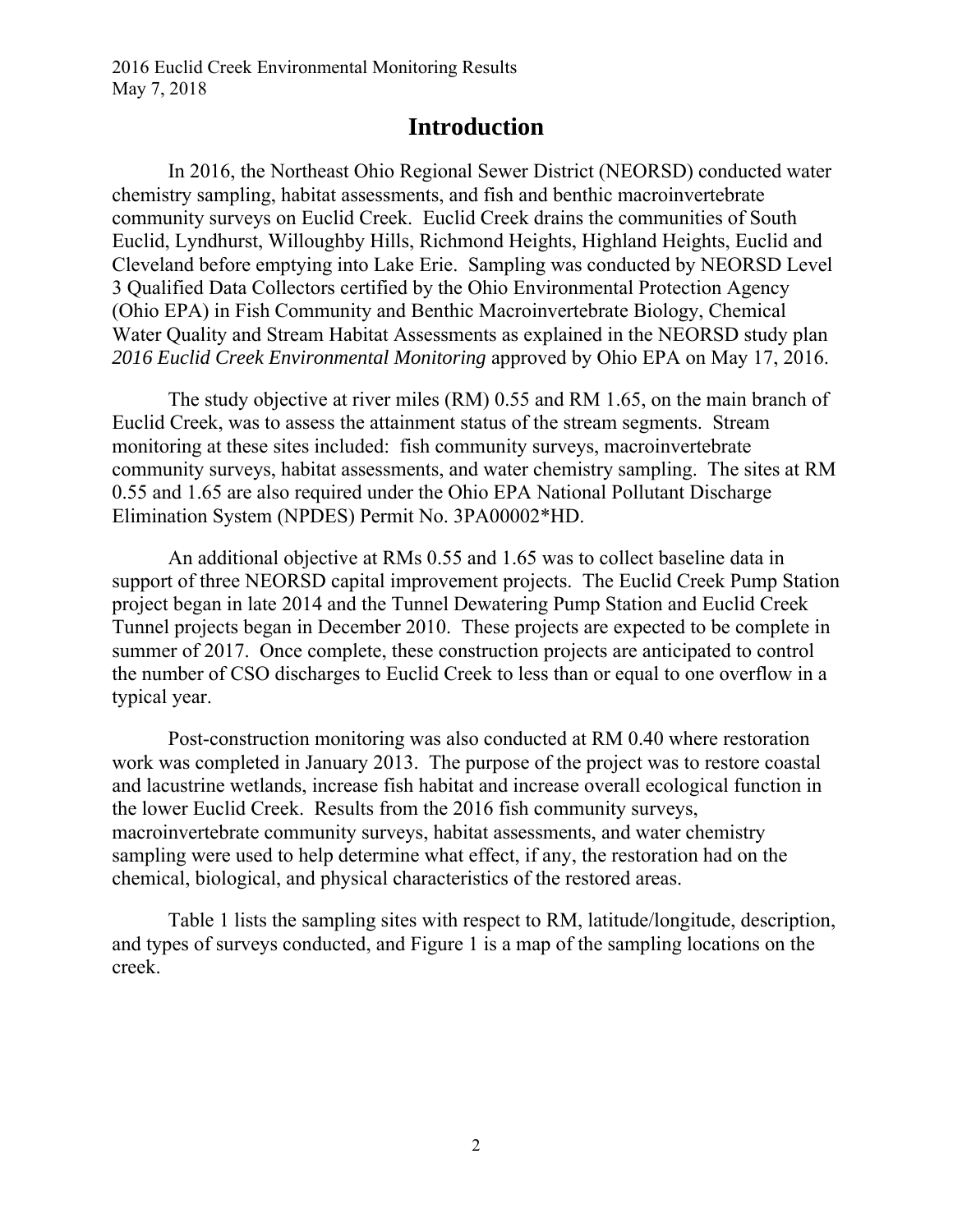# Introduction

In 2016, the Northeast Ohio Regional Sewer District (NEORSD) conducted water chemistry sampling, habitat assessments, and fish and benthic macroinvertebrate community surveys on Euclid Creek. Euclid Creek drains the communities of South Euclid, Lyndhurst, Willoughby Hills, Richmond Heights, Highland Heights, Euclid and Cleveland before emptying into Lake Erie. Sampling was conducted by NEORSD Level 3 Qualified Data Collectors certified by the Ohio Environmental Protection Agency (Ohio EPA) in Fish Community and Benthic Macroinvertebrate Biology, Chemical Water Quality and Stream Habitat Assessments as explained in the NEORSD study plan *2016 Euclid Creek Environmental Monitoring* approved by Ohio EPA on May 17, 2016.

The study objective at river miles (RM) 0.55 and RM 1.65, on the main branch of Euclid Creek, was to assess the attainment status of the stream segments. Stream monitoring at these sites included: fish community surveys, macroinvertebrate community surveys, habitat assessments, and water chemistry sampling. The sites at RM 0.55 and 1.65 are also required under the Ohio EPA National Pollutant Discharge Elimination System (NPDES) Permit No. 3PA00002*HD.

An additional objective at RMs 0.55 and 1.65 was to collect baseline data in support of three NEORSD capital improvement projects. The Euclid Creek Pump Station project began in late 2014 and the Tunnel Dewatering Pump Station and Euclid Creek Tunnel projects began in December 2010. These projects are expected to be complete in summer of 2017. Once complete, these construction projects are anticipated to control the number of CSO discharges to Euclid Creek to less than or equal to one overflow in a typical year.

Post-construction monitoring was also conducted at RM 0.40 where restoration work was completed in January 2013. The purpose of the project was to restore coastal and lacustrine wetlands, increase fish habitat and increase overall ecological function in the lower Euclid Creek. Results from the 2016 fish community surveys, macroinvertebrate community surveys, habitat assessments, and water chemistry sampling were used to help determine what effect, if any, the restoration had on the chemical, biological, and physical characteristics of the restored areas.

Table 1 lists the sampling sites with respect to RM, latitude/longitude, description, and types of surveys conducted, and Figure 1 is a map of the sampling locations on the creek.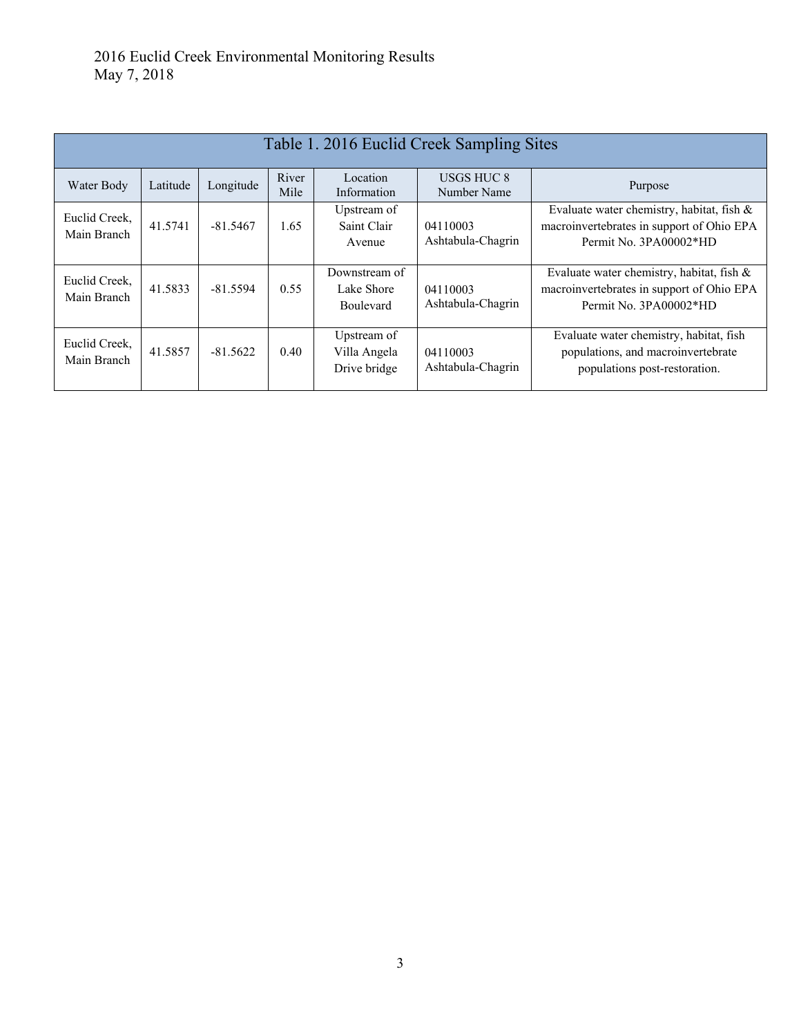| Table 1. 2016 Euclid Creek Sampling Sites | | | | | | |
|---|---|---|---|---|---|---|
| Water Body | Latitude | Longitude | River Mile | Location Information | USGS HUC 8 Number Name | Purpose |
| Euclid Creek, Main Branch | 41.5741 | -81.5467 | 1.65 | Upstream of Saint Clair Avenue | 04110003 Ashtabula-Chagrin | Evaluate water chemistry, habitat, fish & macroinvertebrates in support of Ohio EPA Permit No. 3PA00002*HD |
| Euclid Creek, Main Branch | 41.5833 | -81.5594 | 0.55 | Downstream of Lake Shore Boulevard | 04110003 Ashtabula-Chagrin | Evaluate water chemistry, habitat, fish & macroinvertebrates in support of Ohio EPA Permit No. 3PA00002*HD |
| Euclid Creek, Main Branch | 41.5857 | -81.5622 | 0.40 | Upstream of Villa Angela Drive bridge | 04110003 Ashtabula-Chagrin | Evaluate water chemistry, habitat, fish populations, and macroinvertebrate populations post-restoration. |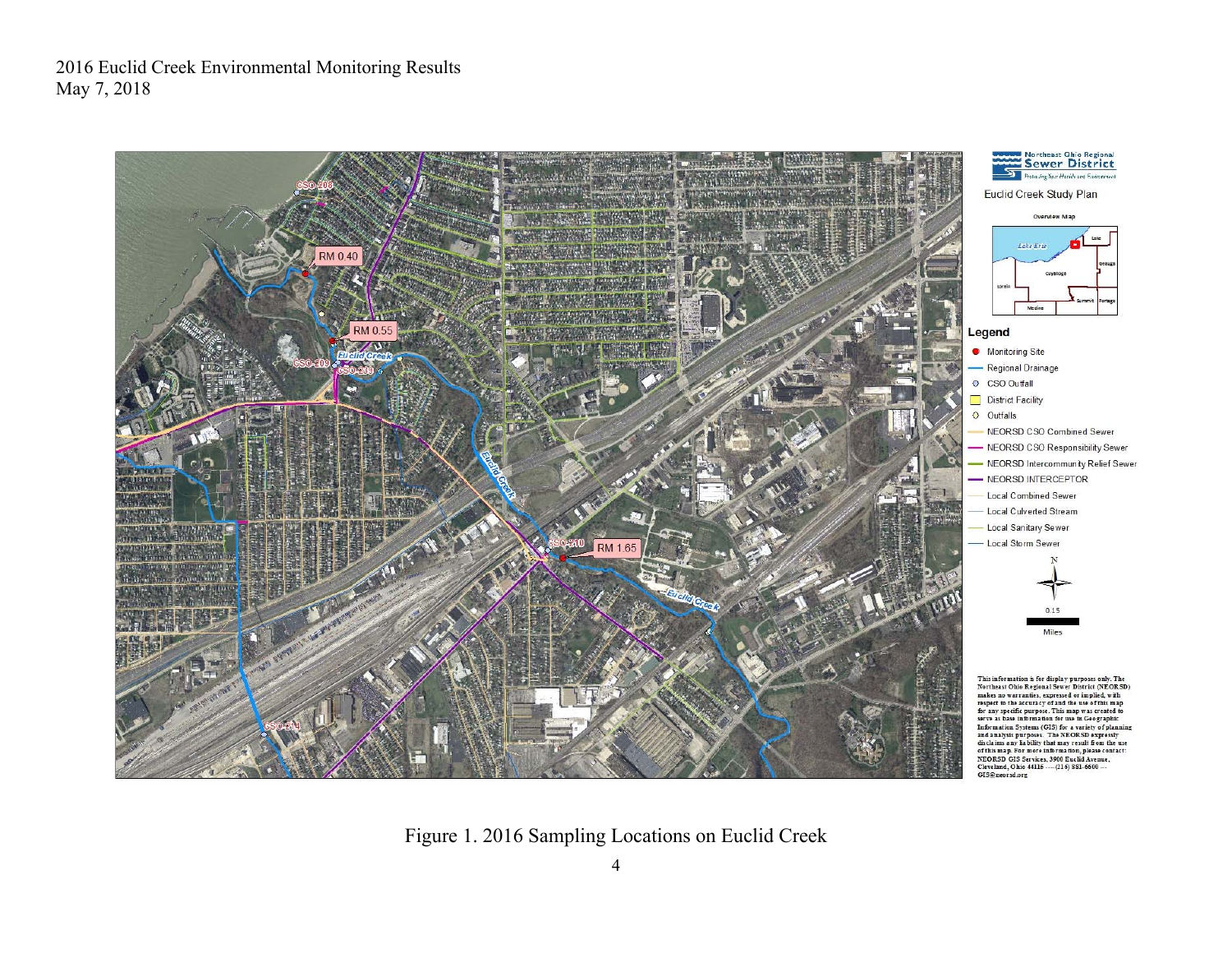Figure 1. 2016 Sampling Locations on Euclid Creek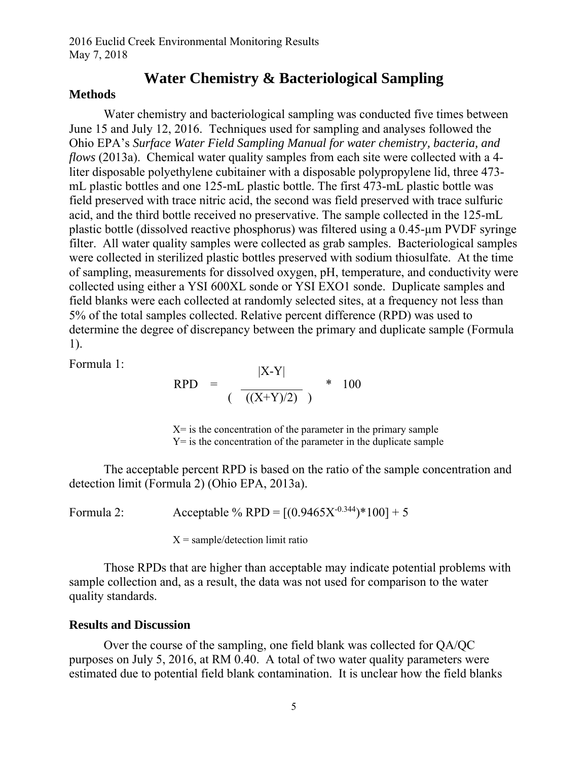# Water Chemistry & Bacteriological Sampling

## Methods

Water chemistry and bacteriological sampling was conducted five times between June 15 and July 12, 2016. Techniques used for sampling and analyses followed the Ohio EPA's *Surface Water Field Sampling Manual for water chemistry, bacteria, and flows* (2013a). Chemical water quality samples from each site were collected with a 4-liter disposable polyethylene cubitainer with a disposable polypropylene lid, three 473-mL plastic bottles and one 125-mL plastic bottle. The first 473-mL plastic bottle was field preserved with trace nitric acid, the second was field preserved with trace sulfuric acid, and the third bottle received no preservative. The sample collected in the 125-mL plastic bottle (dissolved reactive phosphorus) was filtered using a 0.45-µm PVDF syringe filter. All water quality samples were collected as grab samples. Bacteriological samples were collected in sterilized plastic bottles preserved with sodium thiosulfate. At the time of sampling, measurements for dissolved oxygen, pH, temperature, and conductivity were collected using either a YSI 600XL sonde or YSI EXO1 sonde. Duplicate samples and field blanks were each collected at randomly selected sites, at a frequency not less than 5% of the total samples collected. Relative percent difference (RPD) was used to determine the degree of discrepancy between the primary and duplicate sample (Formula 1).

Formula 1:

$$RPD = \left( \frac{|X-Y|}{((X+Y)/2)} \right) * 100$$

X= is the concentration of the parameter in the primary sample
Y= is the concentration of the parameter in the duplicate sample

The acceptable percent RPD is based on the ratio of the sample concentration and detection limit (Formula 2) (Ohio EPA, 2013a).

Formula 2: $$\text{Acceptable \% RPD} = [(0.9465X^{-0.344})*100] + 5$$

X = sample/detection limit ratio

Those RPDs that are higher than acceptable may indicate potential problems with sample collection and, as a result, the data was not used for comparison to the water quality standards.

## Results and Discussion

Over the course of the sampling, one field blank was collected for QA/QC purposes on July 5, 2016, at RM 0.40. A total of two water quality parameters were estimated due to potential field blank contamination. It is unclear how the field blanks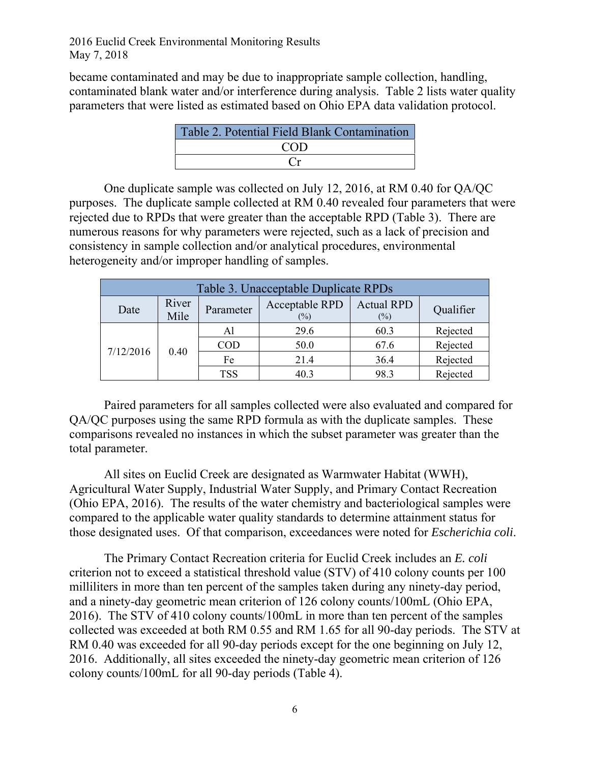became contaminated and may be due to inappropriate sample collection, handling, contaminated blank water and/or interference during analysis. Table 2 lists water quality parameters that were listed as estimated based on Ohio EPA data validation protocol.

| Table 2. Potential Field Blank Contamination |
|---|
| COD |
| Cr |

One duplicate sample was collected on July 12, 2016, at RM 0.40 for QA/QC purposes. The duplicate sample collected at RM 0.40 revealed four parameters that were rejected due to RPDs that were greater than the acceptable RPD (Table 3). There are numerous reasons for why parameters were rejected, such as a lack of precision and consistency in sample collection and/or analytical procedures, environmental heterogeneity and/or improper handling of samples.

Table 3. Unacceptable Duplicate RPDs

| Date | River Mile | Parameter | Acceptable RPD (%) | Actual RPD (%) | Qualifier |
|---|---|---|---|---|---|
| 7/12/2016 | 0.40 | Al | 29.6 | 60.3 | Rejected |
| | | COD | 50.0 | 67.6 | Rejected |
| | | Fe | 21.4 | 36.4 | Rejected |
| | | TSS | 40.3 | 98.3 | Rejected |

Paired parameters for all samples collected were also evaluated and compared for QA/QC purposes using the same RPD formula as with the duplicate samples. These comparisons revealed no instances in which the subset parameter was greater than the total parameter.

All sites on Euclid Creek are designated as Warmwater Habitat (WWH), Agricultural Water Supply, Industrial Water Supply, and Primary Contact Recreation (Ohio EPA, 2016). The results of the water chemistry and bacteriological samples were compared to the applicable water quality standards to determine attainment status for those designated uses. Of that comparison, exceedances were noted for *Escherichia coli*.

The Primary Contact Recreation criteria for Euclid Creek includes an *E. coli* criterion not to exceed a statistical threshold value (STV) of 410 colony counts per 100 milliliters in more than ten percent of the samples taken during any ninety-day period, and a ninety-day geometric mean criterion of 126 colony counts/100mL (Ohio EPA, 2016). The STV of 410 colony counts/100mL in more than ten percent of the samples collected was exceeded at both RM 0.55 and RM 1.65 for all 90-day periods. The STV at RM 0.40 was exceeded for all 90-day periods except for the one beginning on July 12, 2016. Additionally, all sites exceeded the ninety-day geometric mean criterion of 126 colony counts/100mL for all 90-day periods (Table 4).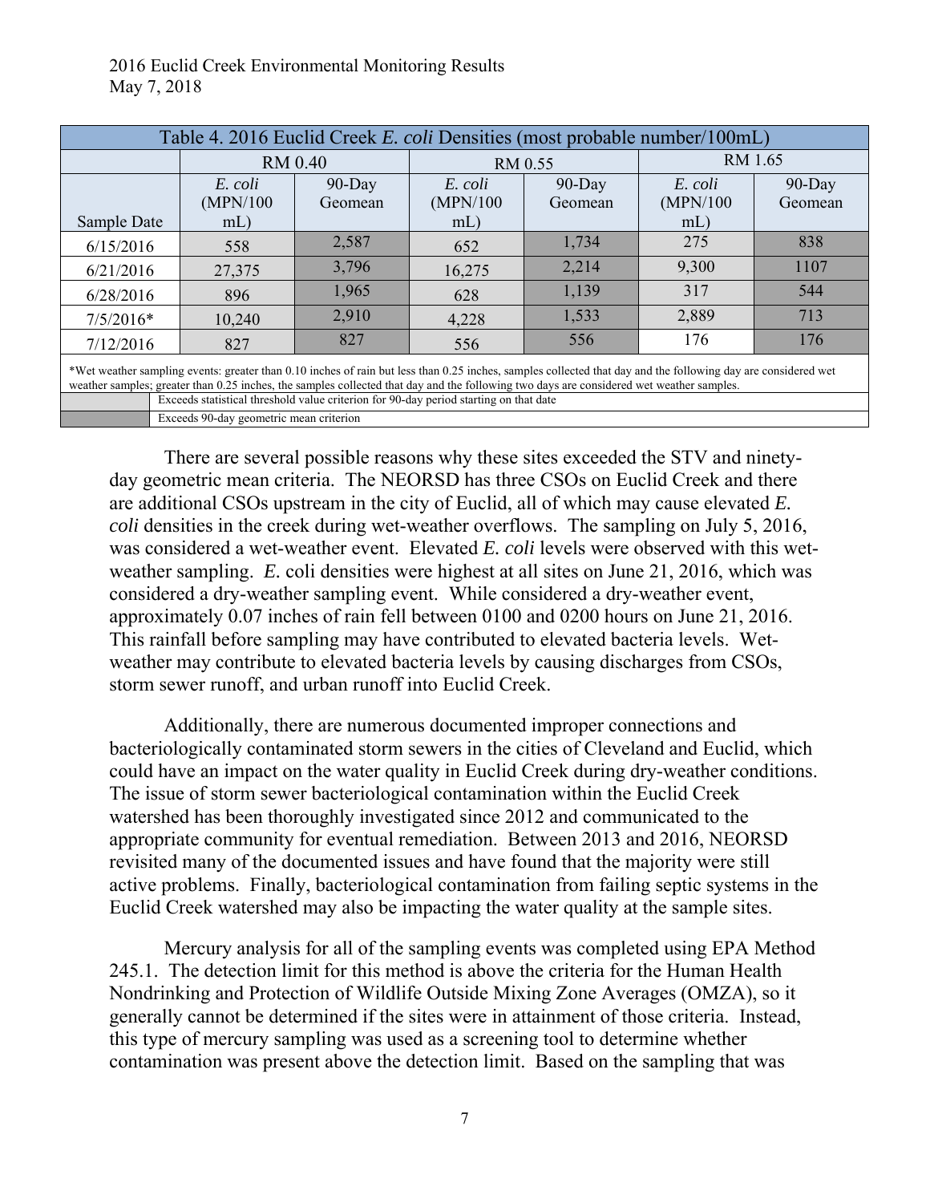| Table 4. 2016 Euclid Creek *E. coli* Densities (most probable number/100mL) | | | | | | |
|---|---|---|---|---|---|---|
| | RM 0.40 | | RM 0.55 | | RM 1.65 | |
| Sample Date | *E. coli* (MPN/100 mL) | 90-Day Geomean | *E. coli* (MPN/100 mL) | 90-Day Geomean | *E. coli* (MPN/100 mL) | 90-Day Geomean |
| 6/15/2016 | 558 | 2,587 | 652 | 1,734 | 275 | 838 |
| 6/21/2016 | 27,375 | 3,796 | 16,275 | 2,214 | 9,300 | 1107 |
| 6/28/2016 | 896 | 1,965 | 628 | 1,139 | 317 | 544 |
| 7/5/2016* | 10,240 | 2,910 | 4,228 | 1,533 | 2,889 | 713 |
| 7/12/2016 | 827 | 827 | 556 | 556 | 176 | 176 |

*Wet weather sampling events: greater than 0.10 inches of rain but less than 0.25 inches, samples collected that day and the following day are considered wet weather samples; greater than 0.25 inches, the samples collected that day and the following two days are considered wet weather samples.

Light shading: Exceeds statistical threshold value criterion for 90-day period starting on that date

Dark shading: Exceeds 90-day geometric mean criterion

There are several possible reasons why these sites exceeded the STV and ninety-day geometric mean criteria. The NEORSD has three CSOs on Euclid Creek and there are additional CSOs upstream in the city of Euclid, all of which may cause elevated *E. coli* densities in the creek during wet-weather overflows. The sampling on July 5, 2016, was considered a wet-weather event. Elevated *E. coli* levels were observed with this wet-weather sampling. *E.* coli densities were highest at all sites on June 21, 2016, which was considered a dry-weather sampling event. While considered a dry-weather event, approximately 0.07 inches of rain fell between 0100 and 0200 hours on June 21, 2016. This rainfall before sampling may have contributed to elevated bacteria levels. Wet-weather may contribute to elevated bacteria levels by causing discharges from CSOs, storm sewer runoff, and urban runoff into Euclid Creek.

Additionally, there are numerous documented improper connections and bacteriologically contaminated storm sewers in the cities of Cleveland and Euclid, which could have an impact on the water quality in Euclid Creek during dry-weather conditions. The issue of storm sewer bacteriological contamination within the Euclid Creek watershed has been thoroughly investigated since 2012 and communicated to the appropriate community for eventual remediation. Between 2013 and 2016, NEORSD revisited many of the documented issues and have found that the majority were still active problems. Finally, bacteriological contamination from failing septic systems in the Euclid Creek watershed may also be impacting the water quality at the sample sites.

Mercury analysis for all of the sampling events was completed using EPA Method 245.1. The detection limit for this method is above the criteria for the Human Health Nondrinking and Protection of Wildlife Outside Mixing Zone Averages (OMZA), so it generally cannot be determined if the sites were in attainment of those criteria. Instead, this type of mercury sampling was used as a screening tool to determine whether contamination was present above the detection limit. Based on the sampling that was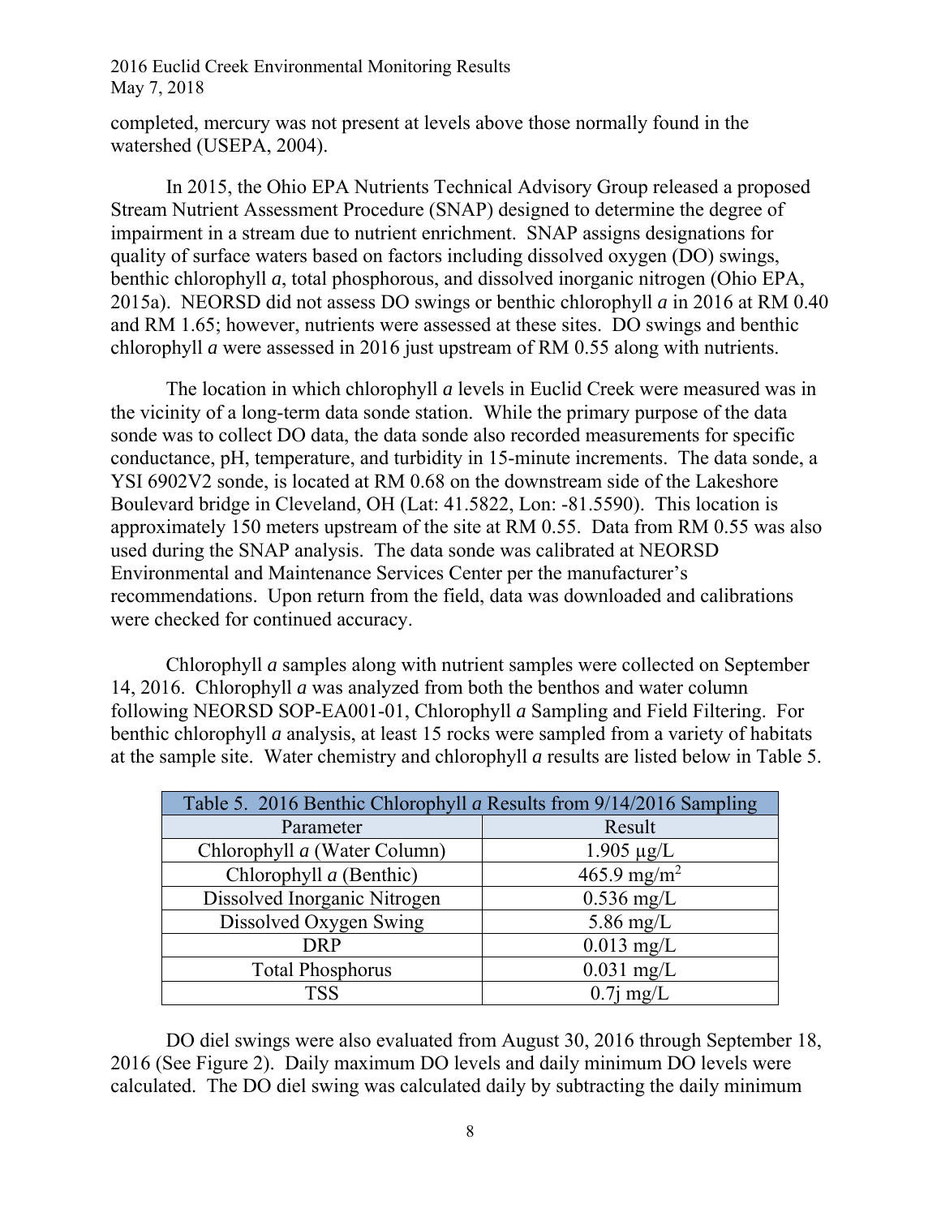completed, mercury was not present at levels above those normally found in the watershed (USEPA, 2004).

In 2015, the Ohio EPA Nutrients Technical Advisory Group released a proposed Stream Nutrient Assessment Procedure (SNAP) designed to determine the degree of impairment in a stream due to nutrient enrichment. SNAP assigns designations for quality of surface waters based on factors including dissolved oxygen (DO) swings, benthic chlorophyll *a*, total phosphorous, and dissolved inorganic nitrogen (Ohio EPA, 2015a). NEORSD did not assess DO swings or benthic chlorophyll *a* in 2016 at RM 0.40 and RM 1.65; however, nutrients were assessed at these sites. DO swings and benthic chlorophyll *a* were assessed in 2016 just upstream of RM 0.55 along with nutrients.

The location in which chlorophyll *a* levels in Euclid Creek were measured was in the vicinity of a long-term data sonde station. While the primary purpose of the data sonde was to collect DO data, the data sonde also recorded measurements for specific conductance, pH, temperature, and turbidity in 15-minute increments. The data sonde, a YSI 6902V2 sonde, is located at RM 0.68 on the downstream side of the Lakeshore Boulevard bridge in Cleveland, OH (Lat: 41.5822, Lon: -81.5590). This location is approximately 150 meters upstream of the site at RM 0.55. Data from RM 0.55 was also used during the SNAP analysis. The data sonde was calibrated at NEORSD Environmental and Maintenance Services Center per the manufacturer's recommendations. Upon return from the field, data was downloaded and calibrations were checked for continued accuracy.

Chlorophyll *a* samples along with nutrient samples were collected on September 14, 2016. Chlorophyll *a* was analyzed from both the benthos and water column following NEORSD SOP-EA001-01, Chlorophyll *a* Sampling and Field Filtering. For benthic chlorophyll *a* analysis, at least 15 rocks were sampled from a variety of habitats at the sample site. Water chemistry and chlorophyll *a* results are listed below in Table 5.

Table 5. 2016 Benthic Chlorophyll *a* Results from 9/14/2016 Sampling

| Parameter | Result |
|---|---|
| Chlorophyll *a* (Water Column) | 1.905 µg/L |
| Chlorophyll *a* (Benthic) | 465.9 mg/$m^2$ |
| Dissolved Inorganic Nitrogen | 0.536 mg/L |
| Dissolved Oxygen Swing | 5.86 mg/L |
| DRP | 0.013 mg/L |
| Total Phosphorus | 0.031 mg/L |
| TSS | 0.7j mg/L |

DO diel swings were also evaluated from August 30, 2016 through September 18, 2016 (See Figure 2). Daily maximum DO levels and daily minimum DO levels were calculated. The DO diel swing was calculated daily by subtracting the daily minimum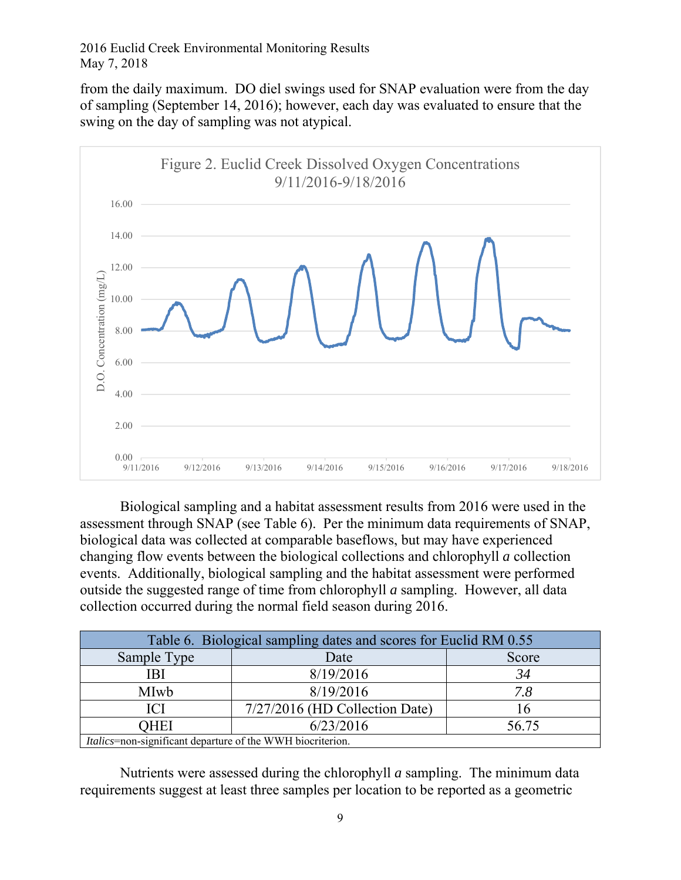from the daily maximum. DO diel swings used for SNAP evaluation were from the day of sampling (September 14, 2016); however, each day was evaluated to ensure that the swing on the day of sampling was not atypical.

Figure 2. Euclid Creek Dissolved Oxygen Concentrations 9/11/2016-9/18/2016

Biological sampling and a habitat assessment results from 2016 were used in the assessment through SNAP (see Table 6). Per the minimum data requirements of SNAP, biological data was collected at comparable baseflows, but may have experienced changing flow events between the biological collections and chlorophyll *a* collection events. Additionally, biological sampling and the habitat assessment were performed outside the suggested range of time from chlorophyll *a* sampling. However, all data collection occurred during the normal field season during 2016.

Table 6. Biological sampling dates and scores for Euclid RM 0.55

| Sample Type | Date | Score |
|---|---|---|
| IBI | 8/19/2016 | *34* |
| MIwb | 8/19/2016 | *7.8* |
| ICI | 7/27/2016 (HD Collection Date) | 16 |
| QHEI | 6/23/2016 | 56.75 |

*Italics*=non-significant departure of the WWH biocriterion.

Nutrients were assessed during the chlorophyll *a* sampling. The minimum data requirements suggest at least three samples per location to be reported as a geometric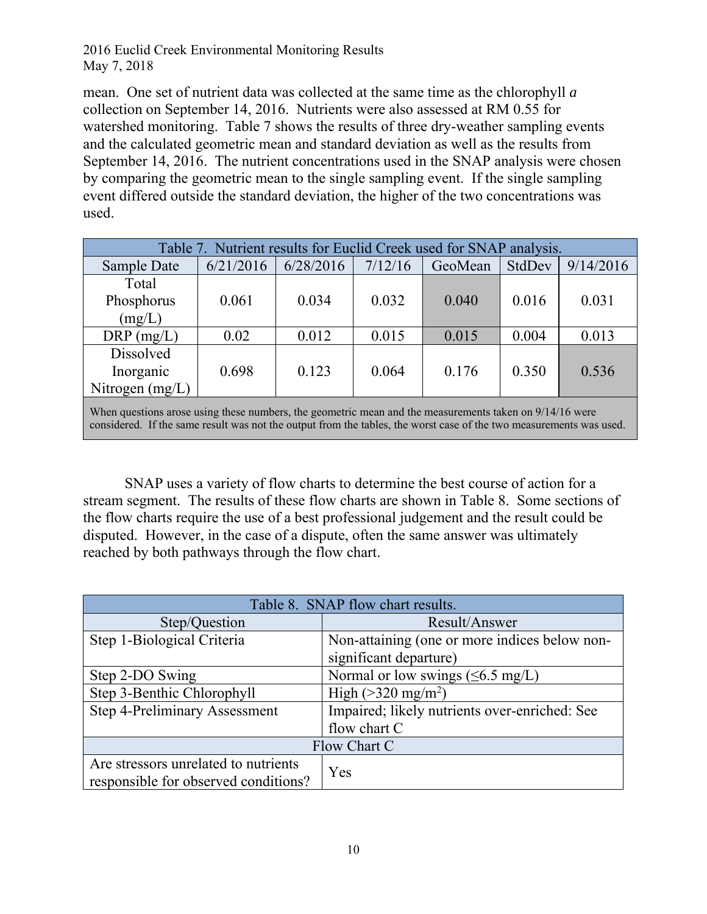mean. One set of nutrient data was collected at the same time as the chlorophyll *a* collection on September 14, 2016. Nutrients were also assessed at RM 0.55 for watershed monitoring. Table 7 shows the results of three dry-weather sampling events and the calculated geometric mean and standard deviation as well as the results from September 14, 2016. The nutrient concentrations used in the SNAP analysis were chosen by comparing the geometric mean to the single sampling event. If the single sampling event differed outside the standard deviation, the higher of the two concentrations was used.

Table 7. Nutrient results for Euclid Creek used for SNAP analysis.

| Sample Date | 6/21/2016 | 6/28/2016 | 7/12/16 | GeoMean | StdDev | 9/14/2016 |
|---|---|---|---|---|---|---|
| Total Phosphorus (mg/L) | 0.061 | 0.034 | 0.032 | 0.040 | 0.016 | 0.031 |
| DRP (mg/L) | 0.02 | 0.012 | 0.015 | 0.015 | 0.004 | 0.013 |
| Dissolved Inorganic Nitrogen (mg/L) | 0.698 | 0.123 | 0.064 | 0.176 | 0.350 | 0.536 |

When questions arose using these numbers, the geometric mean and the measurements taken on 9/14/16 were considered. If the same result was not the output from the tables, the worst case of the two measurements was used.

SNAP uses a variety of flow charts to determine the best course of action for a stream segment. The results of these flow charts are shown in Table 8. Some sections of the flow charts require the use of a best professional judgement and the result could be disputed. However, in the case of a dispute, often the same answer was ultimately reached by both pathways through the flow chart.

Table 8. SNAP flow chart results.

| Step/Question | Result/Answer |
|---|---|
| Step 1-Biological Criteria | Non-attaining (one or more indices below non-significant departure) |
| Step 2-DO Swing | Normal or low swings ($\leq$6.5 mg/L) |
| Step 3-Benthic Chlorophyll | High (>320 mg/m$^2$) |
| Step 4-Preliminary Assessment | Impaired; likely nutrients over-enriched: See flow chart C |
| **Flow Chart C** | |
| Are stressors unrelated to nutrients responsible for observed conditions? | Yes |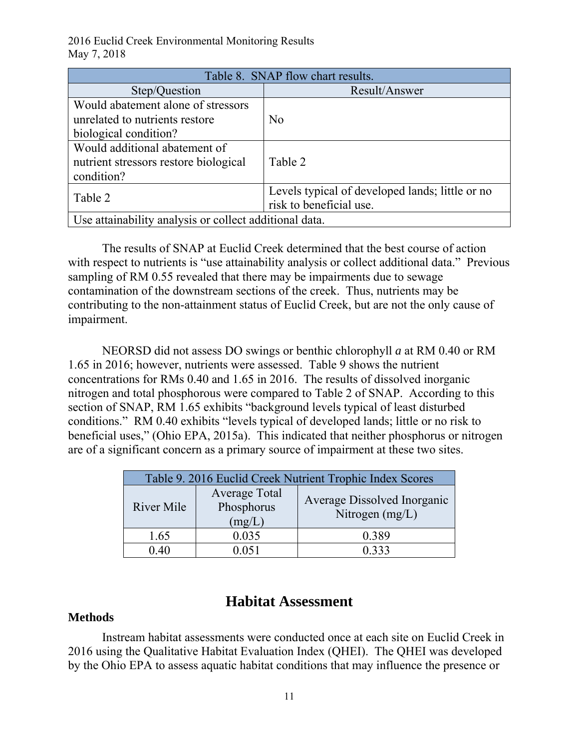| Table 8. SNAP flow chart results. | |
|---|---|
| Step/Question | Result/Answer |
| Would abatement alone of stressors unrelated to nutrients restore biological condition? | No |
| Would additional abatement of nutrient stressors restore biological condition? | Table 2 |
| Table 2 | Levels typical of developed lands; little or no risk to beneficial use. |
| Use attainability analysis or collect additional data. | |

The results of SNAP at Euclid Creek determined that the best course of action with respect to nutrients is "use attainability analysis or collect additional data." Previous sampling of RM 0.55 revealed that there may be impairments due to sewage contamination of the downstream sections of the creek. Thus, nutrients may be contributing to the non-attainment status of Euclid Creek, but are not the only cause of impairment.

NEORSD did not assess DO swings or benthic chlorophyll *a* at RM 0.40 or RM 1.65 in 2016; however, nutrients were assessed. Table 9 shows the nutrient concentrations for RMs 0.40 and 1.65 in 2016. The results of dissolved inorganic nitrogen and total phosphorous were compared to Table 2 of SNAP. According to this section of SNAP, RM 1.65 exhibits "background levels typical of least disturbed conditions." RM 0.40 exhibits "levels typical of developed lands; little or no risk to beneficial uses," (Ohio EPA, 2015a). This indicated that neither phosphorus or nitrogen are of a significant concern as a primary source of impairment at these two sites.

| Table 9. 2016 Euclid Creek Nutrient Trophic Index Scores | | |
|---|---|---|
| River Mile | Average Total Phosphorus (mg/L) | Average Dissolved Inorganic Nitrogen (mg/L) |
| 1.65 | 0.035 | 0.389 |
| 0.40 | 0.051 | 0.333 |

## Habitat Assessment

### Methods

Instream habitat assessments were conducted once at each site on Euclid Creek in 2016 using the Qualitative Habitat Evaluation Index (QHEI). The QHEI was developed by the Ohio EPA to assess aquatic habitat conditions that may influence the presence or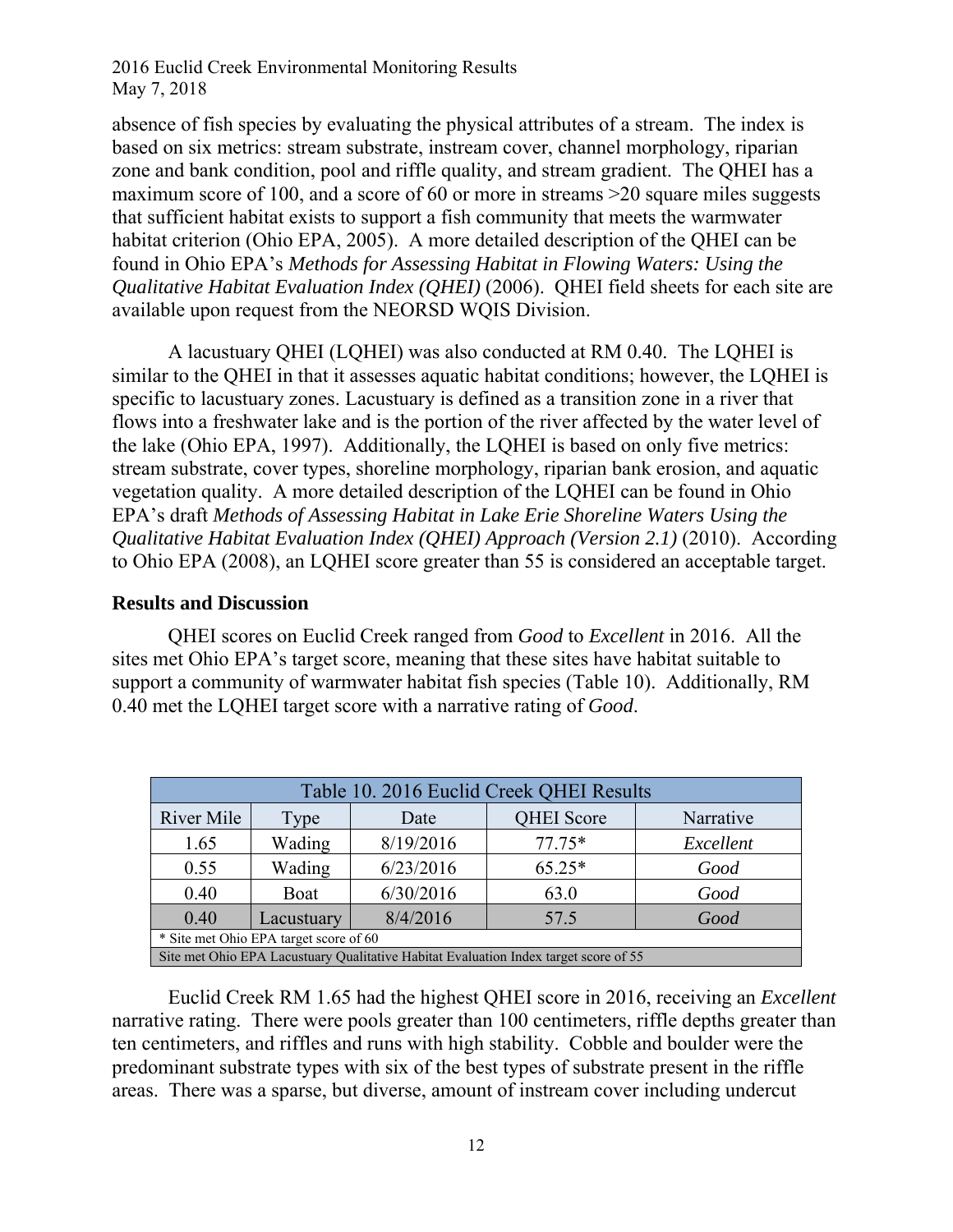absence of fish species by evaluating the physical attributes of a stream. The index is based on six metrics: stream substrate, instream cover, channel morphology, riparian zone and bank condition, pool and riffle quality, and stream gradient. The QHEI has a maximum score of 100, and a score of 60 or more in streams >20 square miles suggests that sufficient habitat exists to support a fish community that meets the warmwater habitat criterion (Ohio EPA, 2005). A more detailed description of the QHEI can be found in Ohio EPA's *Methods for Assessing Habitat in Flowing Waters: Using the Qualitative Habitat Evaluation Index (QHEI)* (2006). QHEI field sheets for each site are available upon request from the NEORSD WQIS Division.

A lacustuary QHEI (LQHEI) was also conducted at RM 0.40. The LQHEI is similar to the QHEI in that it assesses aquatic habitat conditions; however, the LQHEI is specific to lacustuary zones. Lacustuary is defined as a transition zone in a river that flows into a freshwater lake and is the portion of the river affected by the water level of the lake (Ohio EPA, 1997). Additionally, the LQHEI is based on only five metrics: stream substrate, cover types, shoreline morphology, riparian bank erosion, and aquatic vegetation quality. A more detailed description of the LQHEI can be found in Ohio EPA's draft *Methods of Assessing Habitat in Lake Erie Shoreline Waters Using the Qualitative Habitat Evaluation Index (QHEI) Approach (Version 2.1)* (2010). According to Ohio EPA (2008), an LQHEI score greater than 55 is considered an acceptable target.

## Results and Discussion

QHEI scores on Euclid Creek ranged from *Good* to *Excellent* in 2016. All the sites met Ohio EPA's target score, meaning that these sites have habitat suitable to support a community of warmwater habitat fish species (Table 10). Additionally, RM 0.40 met the LQHEI target score with a narrative rating of *Good*.

Table 10. 2016 Euclid Creek QHEI Results

| River Mile | Type | Date | QHEI Score | Narrative |
|---|---|---|---|---|
| 1.65 | Wading | 8/19/2016 | 77.75* | *Excellent* |
| 0.55 | Wading | 6/23/2016 | 65.25* | *Good* |
| 0.40 | Boat | 6/30/2016 | 63.0 | *Good* |
| 0.40 | Lacustuary | 8/4/2016 | 57.5 | *Good* |

\* Site met Ohio EPA target score of 60

Site met Ohio EPA Lacustuary Qualitative Habitat Evaluation Index target score of 55

Euclid Creek RM 1.65 had the highest QHEI score in 2016, receiving an *Excellent* narrative rating. There were pools greater than 100 centimeters, riffle depths greater than ten centimeters, and riffles and runs with high stability. Cobble and boulder were the predominant substrate types with six of the best types of substrate present in the riffle areas. There was a sparse, but diverse, amount of instream cover including undercut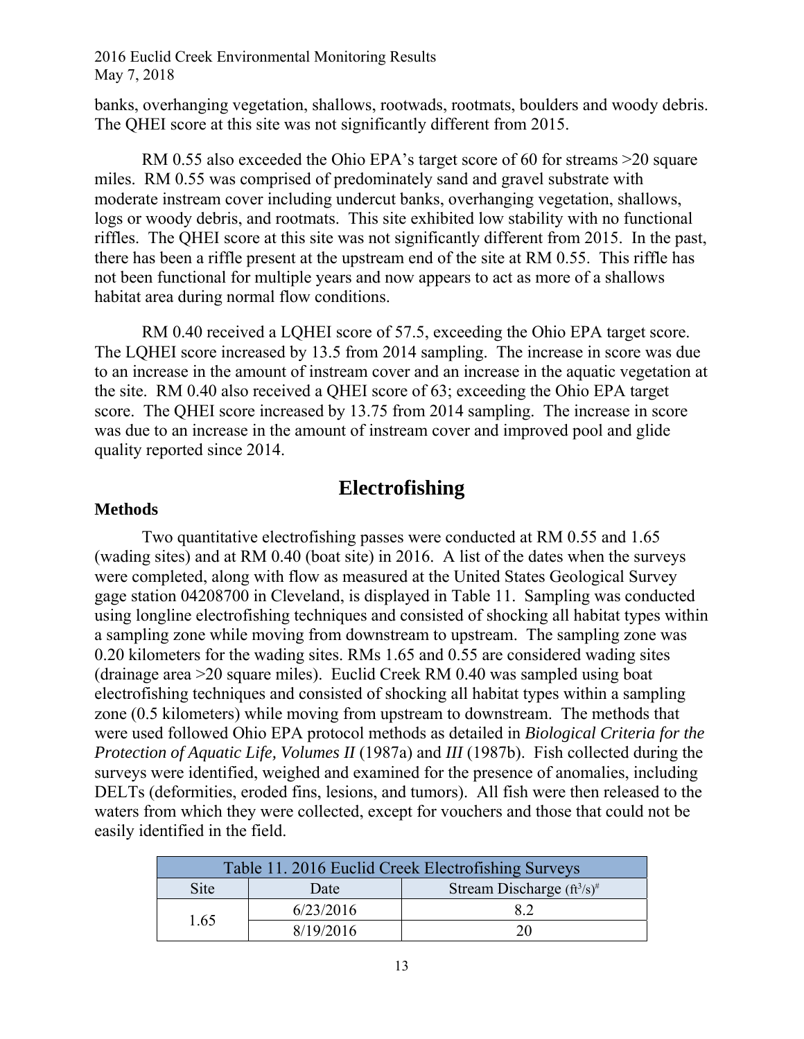banks, overhanging vegetation, shallows, rootwads, rootmats, boulders and woody debris. The QHEI score at this site was not significantly different from 2015.

RM 0.55 also exceeded the Ohio EPA's target score of 60 for streams >20 square miles. RM 0.55 was comprised of predominately sand and gravel substrate with moderate instream cover including undercut banks, overhanging vegetation, shallows, logs or woody debris, and rootmats. This site exhibited low stability with no functional riffles. The QHEI score at this site was not significantly different from 2015. In the past, there has been a riffle present at the upstream end of the site at RM 0.55. This riffle has not been functional for multiple years and now appears to act as more of a shallows habitat area during normal flow conditions.

RM 0.40 received a LQHEI score of 57.5, exceeding the Ohio EPA target score. The LQHEI score increased by 13.5 from 2014 sampling. The increase in score was due to an increase in the amount of instream cover and an increase in the aquatic vegetation at the site. RM 0.40 also received a QHEI score of 63; exceeding the Ohio EPA target score. The QHEI score increased by 13.75 from 2014 sampling. The increase in score was due to an increase in the amount of instream cover and improved pool and glide quality reported since 2014.

## Electrofishing

### Methods

Two quantitative electrofishing passes were conducted at RM 0.55 and 1.65 (wading sites) and at RM 0.40 (boat site) in 2016. A list of the dates when the surveys were completed, along with flow as measured at the United States Geological Survey gage station 04208700 in Cleveland, is displayed in Table 11. Sampling was conducted using longline electrofishing techniques and consisted of shocking all habitat types within a sampling zone while moving from downstream to upstream. The sampling zone was 0.20 kilometers for the wading sites. RMs 1.65 and 0.55 are considered wading sites (drainage area >20 square miles). Euclid Creek RM 0.40 was sampled using boat electrofishing techniques and consisted of shocking all habitat types within a sampling zone (0.5 kilometers) while moving from upstream to downstream. The methods that were used followed Ohio EPA protocol methods as detailed in *Biological Criteria for the Protection of Aquatic Life, Volumes II* (1987a) and *III* (1987b). Fish collected during the surveys were identified, weighed and examined for the presence of anomalies, including DELTs (deformities, eroded fins, lesions, and tumors). All fish were then released to the waters from which they were collected, except for vouchers and those that could not be easily identified in the field.

| Table 11. 2016 Euclid Creek Electrofishing Surveys | | |
|---|---|---|
| Site | Date | Stream Discharge ($ft^3/s$)[#] |
| 1.65 | 6/23/2016 | 8.2 |
| | 8/19/2016 | 20 |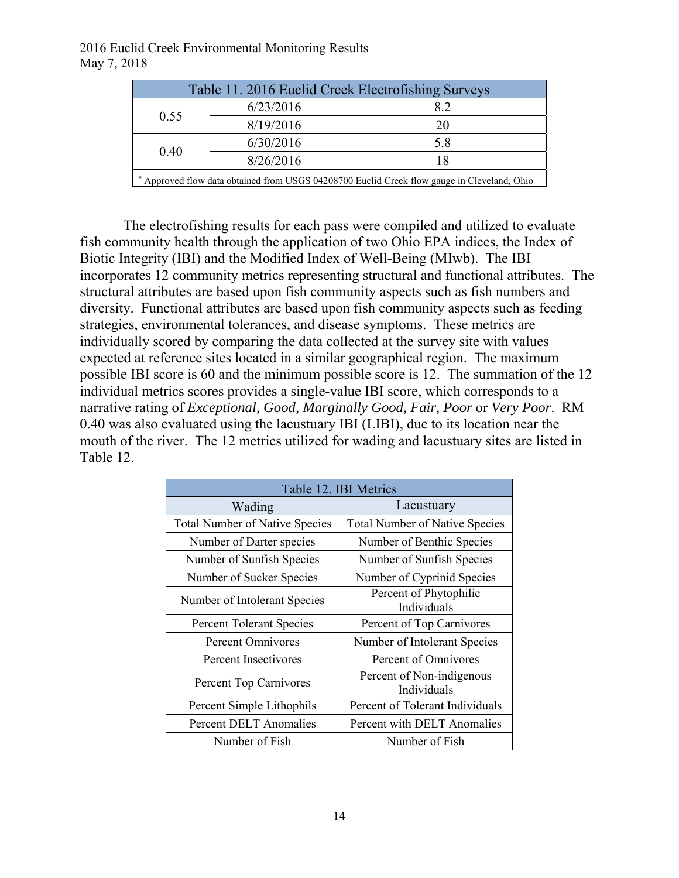| Table 11. 2016 Euclid Creek Electrofishing Surveys | | |
|---|---|---|
| 0.55 | 6/23/2016 | 8.2 |
| | 8/19/2016 | 20 |
| 0.40 | 6/30/2016 | 5.8 |
| | 8/26/2016 | 18 |

# Approved flow data obtained from USGS 04208700 Euclid Creek flow gauge in Cleveland, Ohio

The electrofishing results for each pass were compiled and utilized to evaluate fish community health through the application of two Ohio EPA indices, the Index of Biotic Integrity (IBI) and the Modified Index of Well-Being (MIwb). The IBI incorporates 12 community metrics representing structural and functional attributes. The structural attributes are based upon fish community aspects such as fish numbers and diversity. Functional attributes are based upon fish community aspects such as feeding strategies, environmental tolerances, and disease symptoms. These metrics are individually scored by comparing the data collected at the survey site with values expected at reference sites located in a similar geographical region. The maximum possible IBI score is 60 and the minimum possible score is 12. The summation of the 12 individual metrics scores provides a single-value IBI score, which corresponds to a narrative rating of *Exceptional, Good, Marginally Good, Fair, Poor* or *Very Poor*. RM 0.40 was also evaluated using the lacustuary IBI (LIBI), due to its location near the mouth of the river. The 12 metrics utilized for wading and lacustuary sites are listed in Table 12.

| Table 12. IBI Metrics | |
|---|---|
| Wading | Lacustuary |
| Total Number of Native Species | Total Number of Native Species |
| Number of Darter species | Number of Benthic Species |
| Number of Sunfish Species | Number of Sunfish Species |
| Number of Sucker Species | Number of Cyprinid Species |
| Number of Intolerant Species | Percent of Phytophilic Individuals |
| Percent Tolerant Species | Percent of Top Carnivores |
| Percent Omnivores | Number of Intolerant Species |
| Percent Insectivores | Percent of Omnivores |
| Percent Top Carnivores | Percent of Non-indigenous Individuals |
| Percent Simple Lithophils | Percent of Tolerant Individuals |
| Percent DELT Anomalies | Percent with DELT Anomalies |
| Number of Fish | Number of Fish |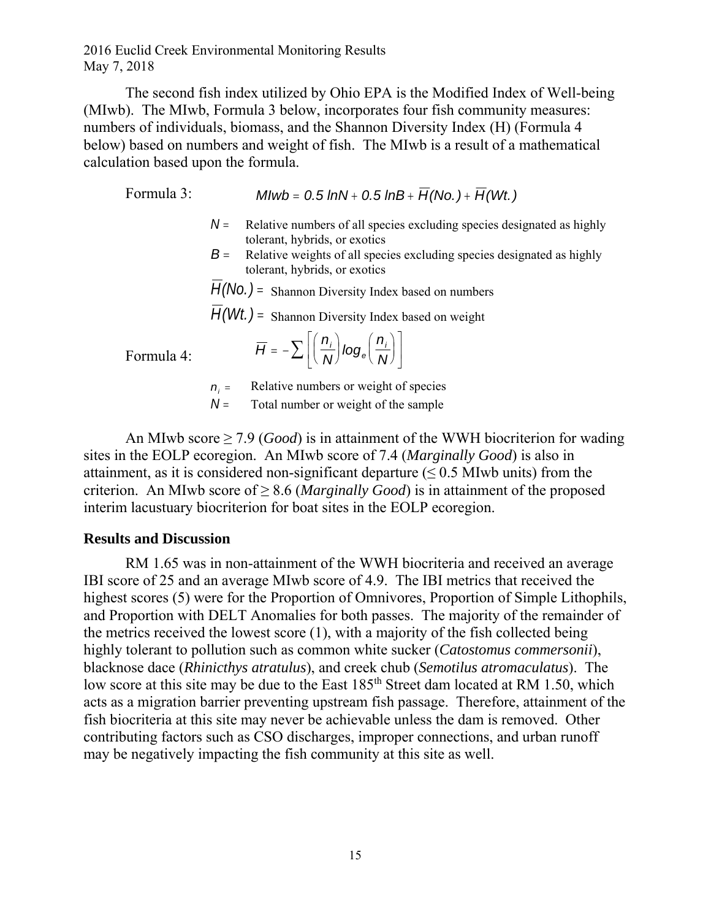The second fish index utilized by Ohio EPA is the Modified Index of Well-being (MIwb). The MIwb, Formula 3 below, incorporates four fish community measures: numbers of individuals, biomass, and the Shannon Diversity Index (H) (Formula 4 below) based on numbers and weight of fish. The MIwb is a result of a mathematical calculation based upon the formula.

Formula 3:

$$MIwb = 0.5\ lnN + 0.5\ lnB + \overline{H}(No.) + \overline{H}(Wt.)$$

$N$ = Relative numbers of all species excluding species designated as highly tolerant, hybrids, or exotics

$B$ = Relative weights of all species excluding species designated as highly tolerant, hybrids, or exotics

$\overline{H}(No.)$ = Shannon Diversity Index based on numbers

$\overline{H}(Wt.)$ = Shannon Diversity Index based on weight

Formula 4:

$$\overline{H} = -\sum \left[ \left( \frac{n_i}{N} \right) log_e \left( \frac{n_i}{N} \right) \right]$$

$n_i$ = Relative numbers or weight of species

$N$ = Total number or weight of the sample

An MIwb score ≥ 7.9 (*Good*) is in attainment of the WWH biocriterion for wading sites in the EOLP ecoregion. An MIwb score of 7.4 (*Marginally Good*) is also in attainment, as it is considered non-significant departure (≤ 0.5 MIwb units) from the criterion. An MIwb score of ≥ 8.6 (*Marginally Good*) is in attainment of the proposed interim lacustuary biocriterion for boat sites in the EOLP ecoregion.

## Results and Discussion

RM 1.65 was in non-attainment of the WWH biocriteria and received an average IBI score of 25 and an average MIwb score of 4.9. The IBI metrics that received the highest scores (5) were for the Proportion of Omnivores, Proportion of Simple Lithophils, and Proportion with DELT Anomalies for both passes. The majority of the remainder of the metrics received the lowest score (1), with a majority of the fish collected being highly tolerant to pollution such as common white sucker (*Catostomus commersonii*), blacknose dace (*Rhinicthys atratulus*), and creek chub (*Semotilus atromaculatus*). The low score at this site may be due to the East 185th Street dam located at RM 1.50, which acts as a migration barrier preventing upstream fish passage. Therefore, attainment of the fish biocriteria at this site may never be achievable unless the dam is removed. Other contributing factors such as CSO discharges, improper connections, and urban runoff may be negatively impacting the fish community at this site as well.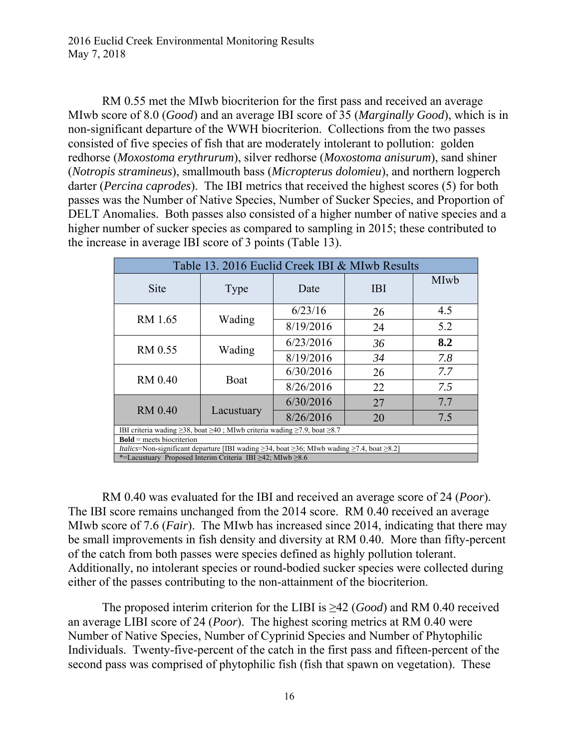RM 0.55 met the MIwb biocriterion for the first pass and received an average MIwb score of 8.0 (*Good*) and an average IBI score of 35 (*Marginally Good*), which is in non-significant departure of the WWH biocriterion. Collections from the two passes consisted of five species of fish that are moderately intolerant to pollution: golden redhorse (*Moxostoma erythrurum*), silver redhorse (*Moxostoma anisurum*), sand shiner (*Notropis stramineus*), smallmouth bass (*Micropterus dolomieu*), and northern logperch darter (*Percina caprodes*). The IBI metrics that received the highest scores (5) for both passes was the Number of Native Species, Number of Sucker Species, and Proportion of DELT Anomalies. Both passes also consisted of a higher number of native species and a higher number of sucker species as compared to sampling in 2015; these contributed to the increase in average IBI score of 3 points (Table 13).

| Table 13. 2016 Euclid Creek IBI & MIwb Results | | | | |
|---|---|---|---|---|
| Site | Type | Date | IBI | MIwb |
| RM 1.65 | Wading | 6/23/16 | 26 | 4.5 |
| | | 8/19/2016 | 24 | 5.2 |
| RM 0.55 | Wading | 6/23/2016 | *36* | **8.2** |
| | | 8/19/2016 | *34* | *7.8* |
| RM 0.40 | Boat | 6/30/2016 | 26 | *7.7* |
| | | 8/26/2016 | 22 | *7.5* |
| RM 0.40 | Lacustuary | 6/30/2016 | 27 | 7.7 |
| | | 8/26/2016 | 20 | 7.5 |
| IBI criteria wading ≥38, boat ≥40 ; MIwb criteria wading ≥7.9, boat ≥8.7 | | | | |
| **Bold** = meets biocriterion | | | | |
| *Italics*=Non-significant departure [IBI wading ≥34, boat ≥36; MIwb wading ≥7.4, boat ≥8.2] | | | | |
| *=Lacustuary Proposed Interim Criteria IBI ≥42; MIwb ≥8.6 | | | | |

RM 0.40 was evaluated for the IBI and received an average score of 24 (*Poor*). The IBI score remains unchanged from the 2014 score. RM 0.40 received an average MIwb score of 7.6 (*Fair*). The MIwb has increased since 2014, indicating that there may be small improvements in fish density and diversity at RM 0.40. More than fifty-percent of the catch from both passes were species defined as highly pollution tolerant. Additionally, no intolerant species or round-bodied sucker species were collected during either of the passes contributing to the non-attainment of the biocriterion.

The proposed interim criterion for the LIBI is ≥42 (*Good*) and RM 0.40 received an average LIBI score of 24 (*Poor*). The highest scoring metrics at RM 0.40 were Number of Native Species, Number of Cyprinid Species and Number of Phytophilic Individuals. Twenty-five-percent of the catch in the first pass and fifteen-percent of the second pass was comprised of phytophilic fish (fish that spawn on vegetation). These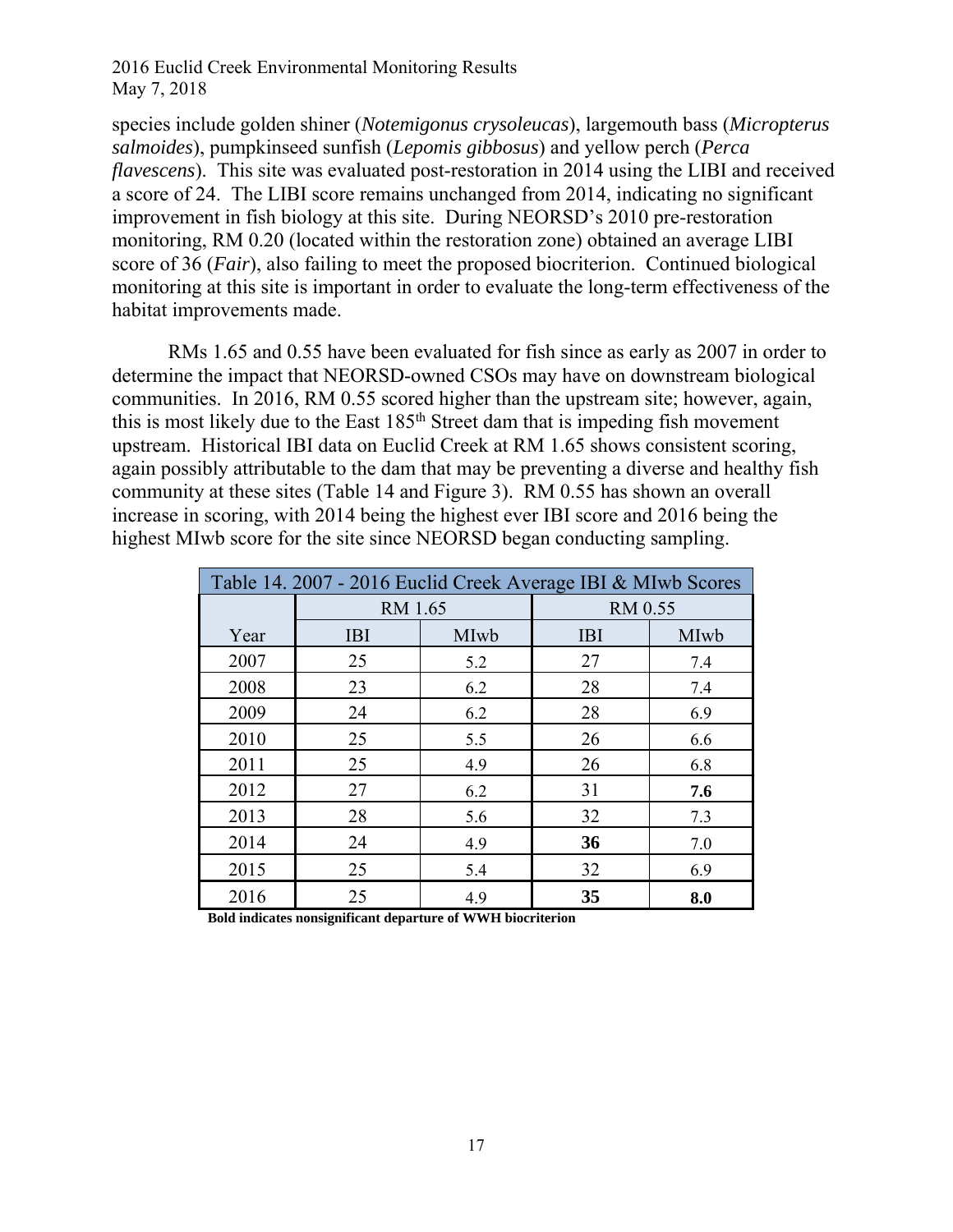species include golden shiner (*Notemigonus crysoleucas*), largemouth bass (*Micropterus salmoides*), pumpkinseed sunfish (*Lepomis gibbosus*) and yellow perch (*Perca flavescens*). This site was evaluated post-restoration in 2014 using the LIBI and received a score of 24. The LIBI score remains unchanged from 2014, indicating no significant improvement in fish biology at this site. During NEORSD's 2010 pre-restoration monitoring, RM 0.20 (located within the restoration zone) obtained an average LIBI score of 36 (*Fair*), also failing to meet the proposed biocriterion. Continued biological monitoring at this site is important in order to evaluate the long-term effectiveness of the habitat improvements made.

RMs 1.65 and 0.55 have been evaluated for fish since as early as 2007 in order to determine the impact that NEORSD-owned CSOs may have on downstream biological communities. In 2016, RM 0.55 scored higher than the upstream site; however, again, this is most likely due to the East 185th Street dam that is impeding fish movement upstream. Historical IBI data on Euclid Creek at RM 1.65 shows consistent scoring, again possibly attributable to the dam that may be preventing a diverse and healthy fish community at these sites (Table 14 and Figure 3). RM 0.55 has shown an overall increase in scoring, with 2014 being the highest ever IBI score and 2016 being the highest MIwb score for the site since NEORSD began conducting sampling.

Table 14. 2007 - 2016 Euclid Creek Average IBI & MIwb Scores

| | RM 1.65 | | RM 0.55 | |
|---|---|---|---|---|
| Year | IBI | MIwb | IBI | MIwb |
| 2007 | 25 | 5.2 | 27 | 7.4 |
| 2008 | 23 | 6.2 | 28 | 7.4 |
| 2009 | 24 | 6.2 | 28 | 6.9 |
| 2010 | 25 | 5.5 | 26 | 6.6 |
| 2011 | 25 | 4.9 | 26 | 6.8 |
| 2012 | 27 | 6.2 | 31 | **7.6** |
| 2013 | 28 | 5.6 | 32 | 7.3 |
| 2014 | 24 | 4.9 | **36** | 7.0 |
| 2015 | 25 | 5.4 | 32 | 6.9 |
| 2016 | 25 | 4.9 | **35** | **8.0** |

**Bold indicates nonsignificant departure of WWH biocriterion**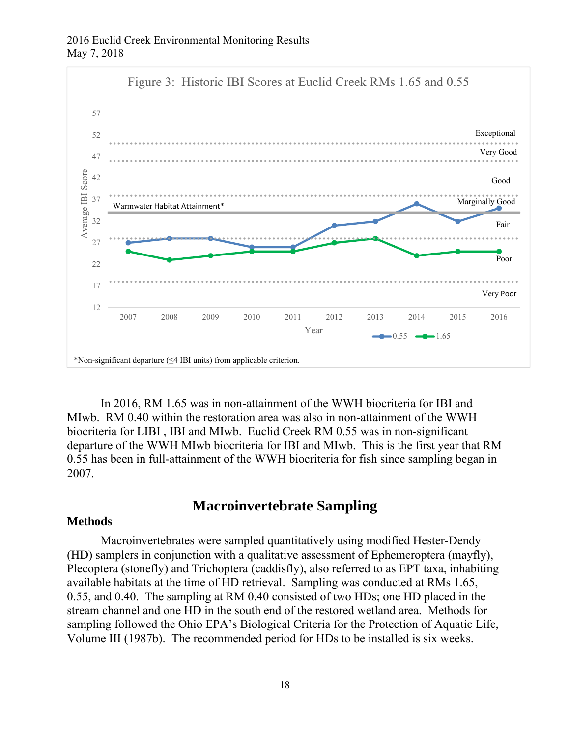Figure 3: Historic IBI Scores at Euclid Creek RMs 1.65 and 0.55

*Non-significant departure (≤4 IBI units) from applicable criterion.

In 2016, RM 1.65 was in non-attainment of the WWH biocriteria for IBI and MIwb. RM 0.40 within the restoration area was also in non-attainment of the WWH biocriteria for LIBI , IBI and MIwb. Euclid Creek RM 0.55 was in non-significant departure of the WWH MIwb biocriteria for IBI and MIwb. This is the first year that RM 0.55 has been in full-attainment of the WWH biocriteria for fish since sampling began in 2007.

## Macroinvertebrate Sampling

### Methods

Macroinvertebrates were sampled quantitatively using modified Hester-Dendy (HD) samplers in conjunction with a qualitative assessment of Ephemeroptera (mayfly), Plecoptera (stonefly) and Trichoptera (caddisfly), also referred to as EPT taxa, inhabiting available habitats at the time of HD retrieval. Sampling was conducted at RMs 1.65, 0.55, and 0.40. The sampling at RM 0.40 consisted of two HDs; one HD placed in the stream channel and one HD in the south end of the restored wetland area. Methods for sampling followed the Ohio EPA's Biological Criteria for the Protection of Aquatic Life, Volume III (1987b). The recommended period for HDs to be installed is six weeks.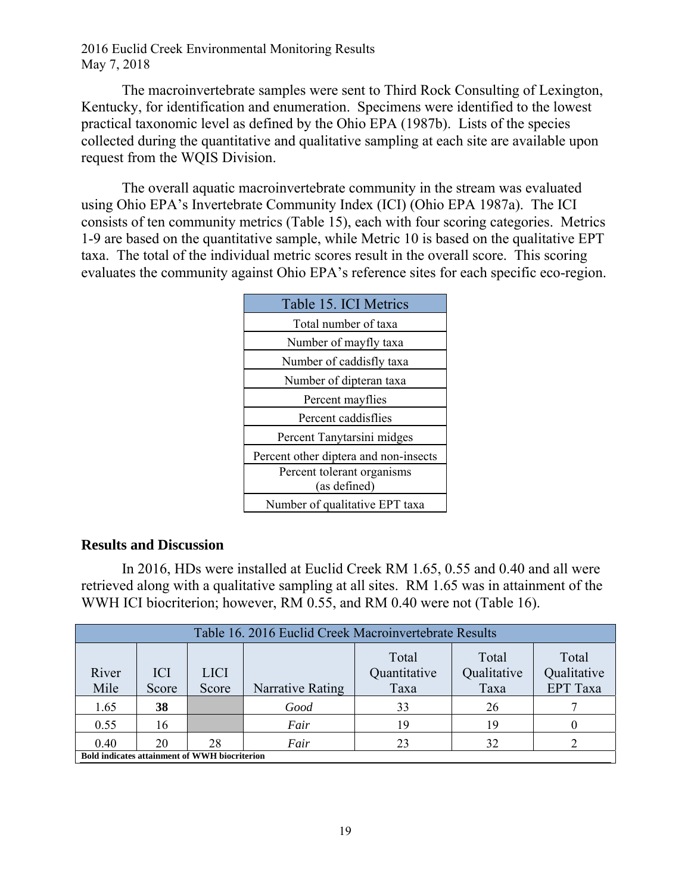The macroinvertebrate samples were sent to Third Rock Consulting of Lexington, Kentucky, for identification and enumeration. Specimens were identified to the lowest practical taxonomic level as defined by the Ohio EPA (1987b). Lists of the species collected during the quantitative and qualitative sampling at each site are available upon request from the WQIS Division.

The overall aquatic macroinvertebrate community in the stream was evaluated using Ohio EPA's Invertebrate Community Index (ICI) (Ohio EPA 1987a). The ICI consists of ten community metrics (Table 15), each with four scoring categories. Metrics 1-9 are based on the quantitative sample, while Metric 10 is based on the qualitative EPT taxa. The total of the individual metric scores result in the overall score. This scoring evaluates the community against Ohio EPA's reference sites for each specific eco-region.

| Table 15. ICI Metrics |
|---|
| Total number of taxa |
| Number of mayfly taxa |
| Number of caddisfly taxa |
| Number of dipteran taxa |
| Percent mayflies |
| Percent caddisflies |
| Percent Tanytarsini midges |
| Percent other diptera and non-insects |
| Percent tolerant organisms (as defined) |
| Number of qualitative EPT taxa |

### Results and Discussion

In 2016, HDs were installed at Euclid Creek RM 1.65, 0.55 and 0.40 and all were retrieved along with a qualitative sampling at all sites. RM 1.65 was in attainment of the WWH ICI biocriterion; however, RM 0.55, and RM 0.40 were not (Table 16).

Table 16. 2016 Euclid Creek Macroinvertebrate Results

| River Mile | ICI Score | LICI Score | Narrative Rating | Total Quantitative Taxa | Total Qualitative Taxa | Total Qualitative EPT Taxa |
|---|---|---|---|---|---|---|
| 1.65 | **38** | | *Good* | 33 | 26 | 7 |
| 0.55 | 16 | | *Fair* | 19 | 19 | 0 |
| 0.40 | 20 | 28 | *Fair* | 23 | 32 | 2 |

**Bold indicates attainment of WWH biocriterion**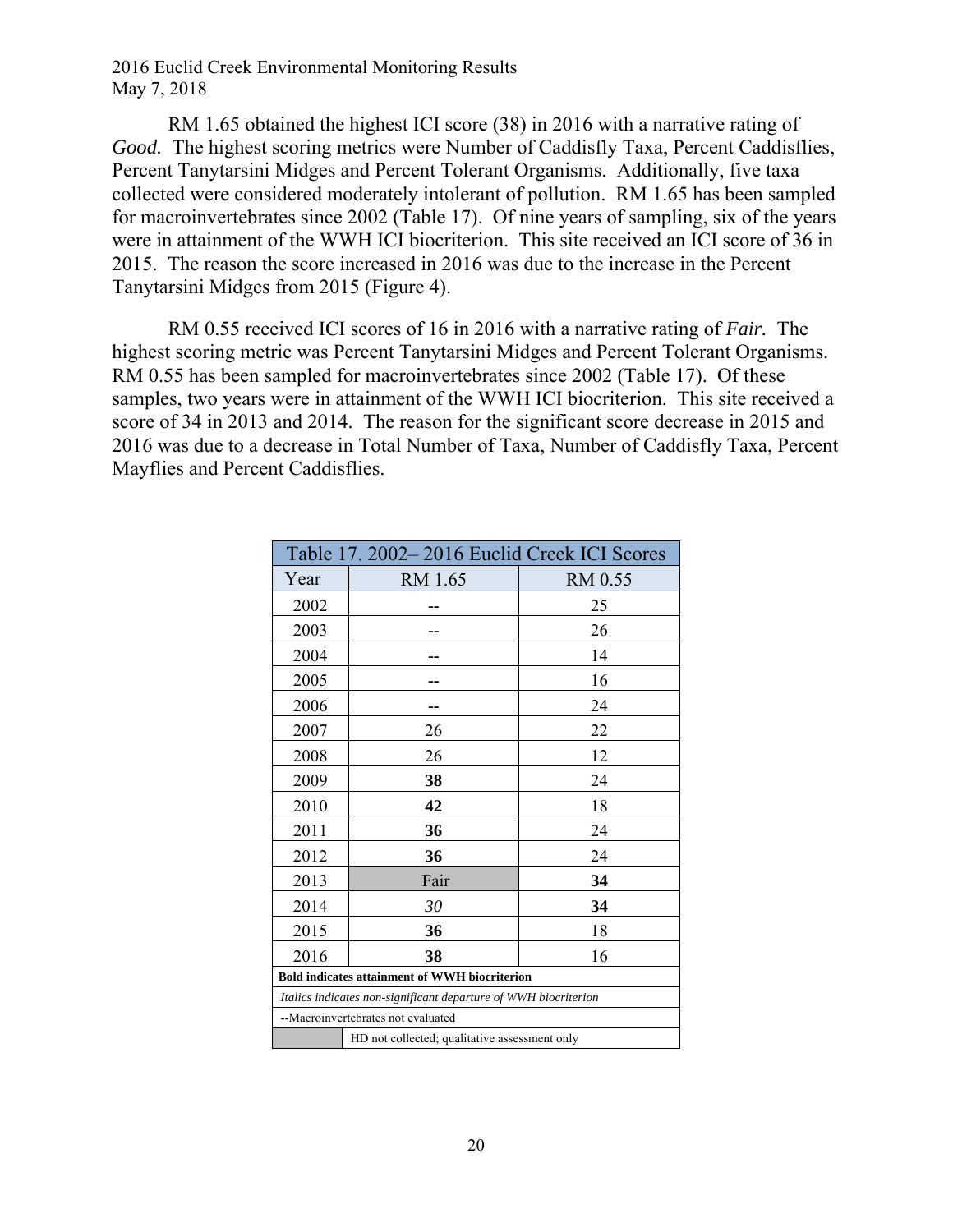RM 1.65 obtained the highest ICI score (38) in 2016 with a narrative rating of *Good.* The highest scoring metrics were Number of Caddisfly Taxa, Percent Caddisflies, Percent Tanytarsini Midges and Percent Tolerant Organisms. Additionally, five taxa collected were considered moderately intolerant of pollution. RM 1.65 has been sampled for macroinvertebrates since 2002 (Table 17). Of nine years of sampling, six of the years were in attainment of the WWH ICI biocriterion. This site received an ICI score of 36 in 2015. The reason the score increased in 2016 was due to the increase in the Percent Tanytarsini Midges from 2015 (Figure 4).

RM 0.55 received ICI scores of 16 in 2016 with a narrative rating of *Fair.* The highest scoring metric was Percent Tanytarsini Midges and Percent Tolerant Organisms. RM 0.55 has been sampled for macroinvertebrates since 2002 (Table 17). Of these samples, two years were in attainment of the WWH ICI biocriterion. This site received a score of 34 in 2013 and 2014. The reason for the significant score decrease in 2015 and 2016 was due to a decrease in Total Number of Taxa, Number of Caddisfly Taxa, Percent Mayflies and Percent Caddisflies.

Table 17. 2002– 2016 Euclid Creek ICI Scores

| Year | RM 1.65 | RM 0.55 |
|---|---|---|
| 2002 | -- | 25 |
| 2003 | -- | 26 |
| 2004 | -- | 14 |
| 2005 | -- | 16 |
| 2006 | -- | 24 |
| 2007 | 26 | 22 |
| 2008 | 26 | 12 |
| 2009 | **38** | 24 |
| 2010 | **42** | 18 |
| 2011 | **36** | 24 |
| 2012 | **36** | 24 |
| 2013 | Fair | **34** |
| 2014 | *30* | **34** |
| 2015 | **36** | 18 |
| 2016 | **38** | 16 |

**Bold indicates attainment of WWH biocriterion**

*Italics indicates non-significant departure of WWH biocriterion*

--Macroinvertebrates not evaluated

(Shaded) HD not collected; qualitative assessment only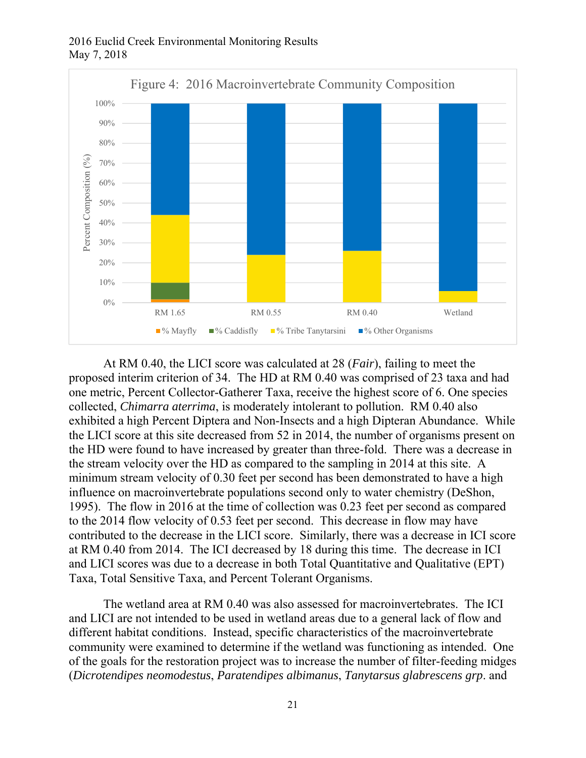Figure 4: 2016 Macroinvertebrate Community Composition

At RM 0.40, the LICI score was calculated at 28 (*Fair*), failing to meet the proposed interim criterion of 34. The HD at RM 0.40 was comprised of 23 taxa and had one metric, Percent Collector-Gatherer Taxa, receive the highest score of 6. One species collected, *Chimarra aterrima*, is moderately intolerant to pollution. RM 0.40 also exhibited a high Percent Diptera and Non-Insects and a high Dipteran Abundance. While the LICI score at this site decreased from 52 in 2014, the number of organisms present on the HD were found to have increased by greater than three-fold. There was a decrease in the stream velocity over the HD as compared to the sampling in 2014 at this site. A minimum stream velocity of 0.30 feet per second has been demonstrated to have a high influence on macroinvertebrate populations second only to water chemistry (DeShon, 1995). The flow in 2016 at the time of collection was 0.23 feet per second as compared to the 2014 flow velocity of 0.53 feet per second. This decrease in flow may have contributed to the decrease in the LICI score. Similarly, there was a decrease in ICI score at RM 0.40 from 2014. The ICI decreased by 18 during this time. The decrease in ICI and LICI scores was due to a decrease in both Total Quantitative and Qualitative (EPT) Taxa, Total Sensitive Taxa, and Percent Tolerant Organisms.

The wetland area at RM 0.40 was also assessed for macroinvertebrates. The ICI and LICI are not intended to be used in wetland areas due to a general lack of flow and different habitat conditions. Instead, specific characteristics of the macroinvertebrate community were examined to determine if the wetland was functioning as intended. One of the goals for the restoration project was to increase the number of filter-feeding midges (*Dicrotendipes neomodestus*, *Paratendipes albimanus*, *Tanytarsus glabrescens grp*. and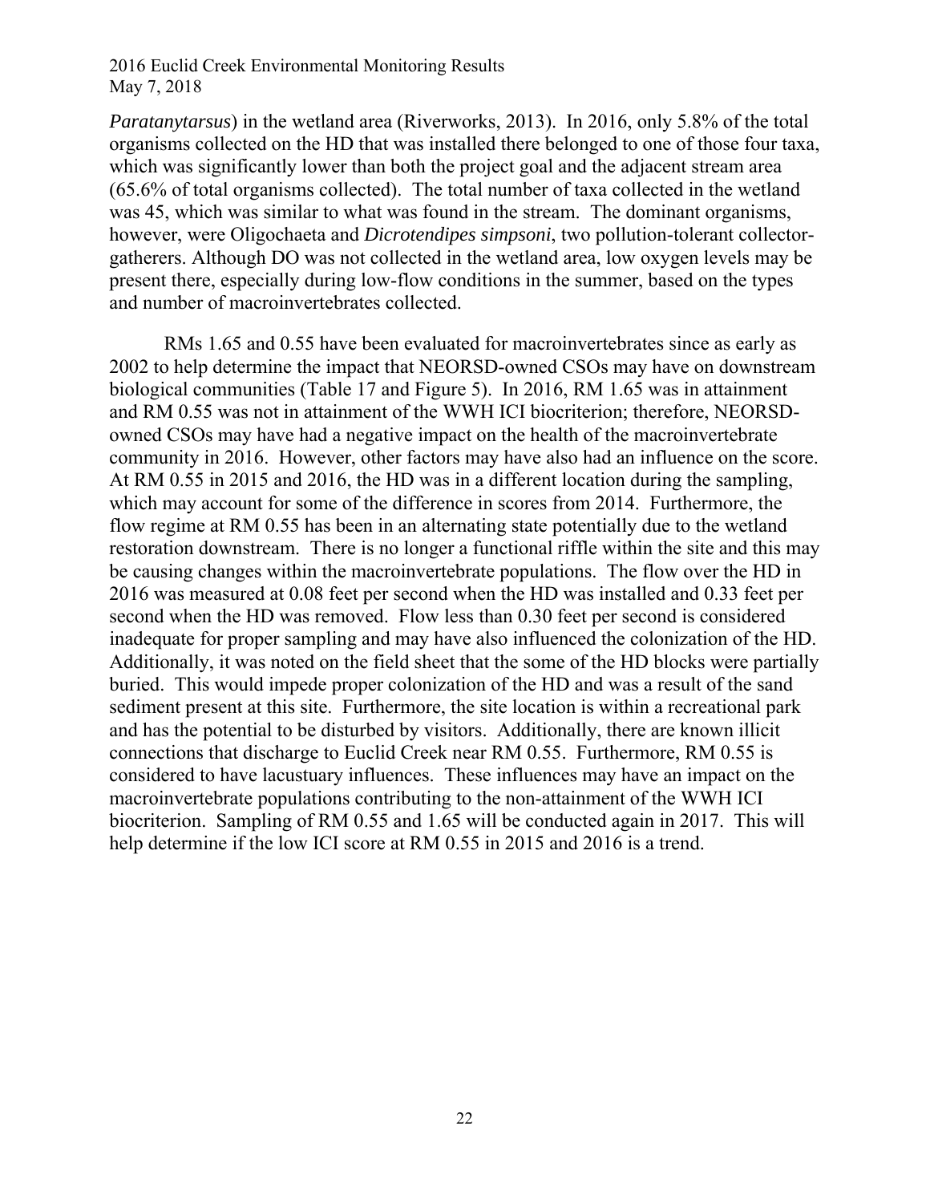*Paratanytarsus*) in the wetland area (Riverworks, 2013). In 2016, only 5.8% of the total organisms collected on the HD that was installed there belonged to one of those four taxa, which was significantly lower than both the project goal and the adjacent stream area (65.6% of total organisms collected). The total number of taxa collected in the wetland was 45, which was similar to what was found in the stream. The dominant organisms, however, were Oligochaeta and *Dicrotendipes simpsoni*, two pollution-tolerant collector-gatherers. Although DO was not collected in the wetland area, low oxygen levels may be present there, especially during low-flow conditions in the summer, based on the types and number of macroinvertebrates collected.

RMs 1.65 and 0.55 have been evaluated for macroinvertebrates since as early as 2002 to help determine the impact that NEORSD-owned CSOs may have on downstream biological communities (Table 17 and Figure 5). In 2016, RM 1.65 was in attainment and RM 0.55 was not in attainment of the WWH ICI biocriterion; therefore, NEORSD-owned CSOs may have had a negative impact on the health of the macroinvertebrate community in 2016. However, other factors may have also had an influence on the score. At RM 0.55 in 2015 and 2016, the HD was in a different location during the sampling, which may account for some of the difference in scores from 2014. Furthermore, the flow regime at RM 0.55 has been in an alternating state potentially due to the wetland restoration downstream. There is no longer a functional riffle within the site and this may be causing changes within the macroinvertebrate populations. The flow over the HD in 2016 was measured at 0.08 feet per second when the HD was installed and 0.33 feet per second when the HD was removed. Flow less than 0.30 feet per second is considered inadequate for proper sampling and may have also influenced the colonization of the HD. Additionally, it was noted on the field sheet that the some of the HD blocks were partially buried. This would impede proper colonization of the HD and was a result of the sand sediment present at this site. Furthermore, the site location is within a recreational park and has the potential to be disturbed by visitors. Additionally, there are known illicit connections that discharge to Euclid Creek near RM 0.55. Furthermore, RM 0.55 is considered to have lacustuary influences. These influences may have an impact on the macroinvertebrate populations contributing to the non-attainment of the WWH ICI biocriterion. Sampling of RM 0.55 and 1.65 will be conducted again in 2017. This will help determine if the low ICI score at RM 0.55 in 2015 and 2016 is a trend.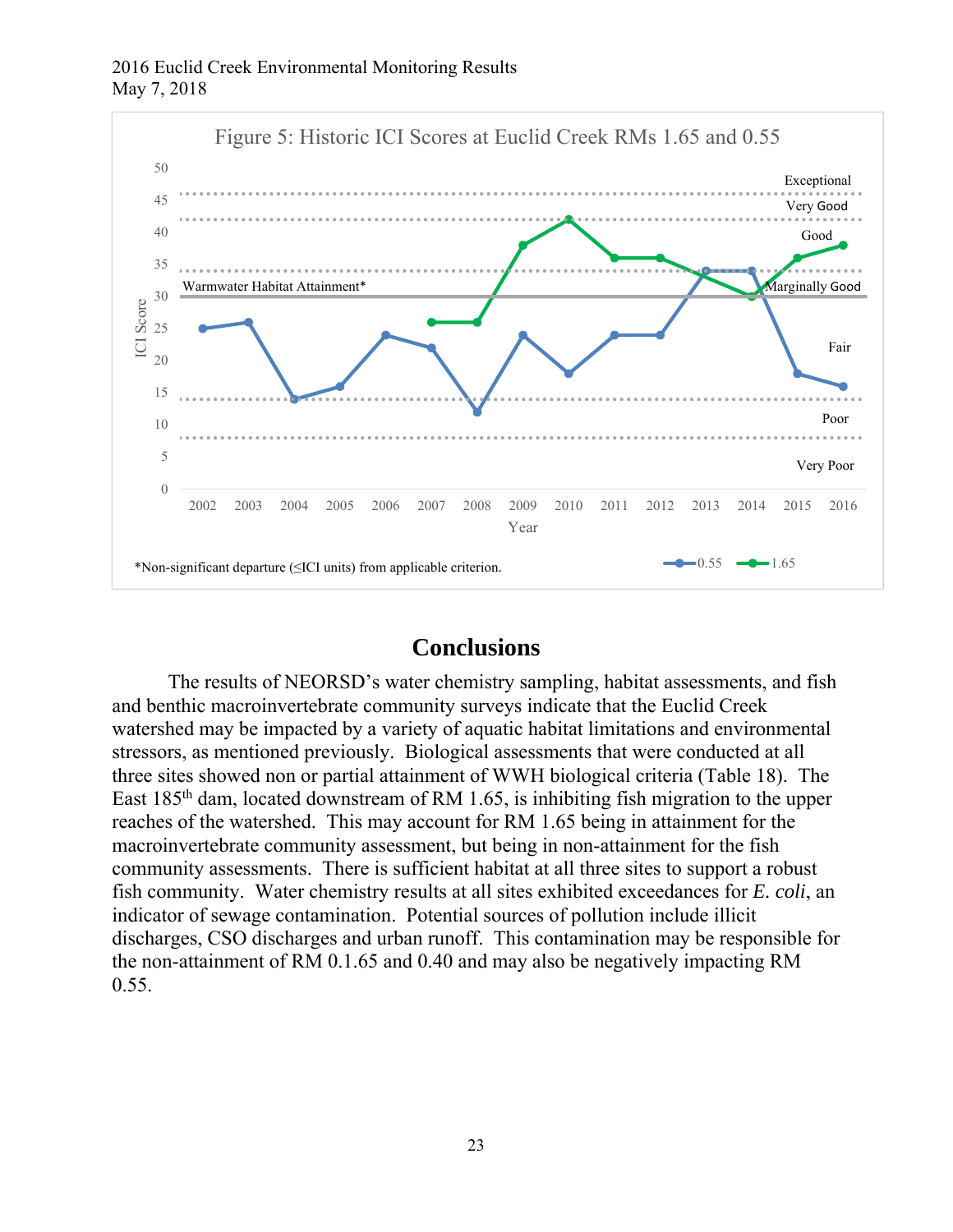Figure 5: Historic ICI Scores at Euclid Creek RMs 1.65 and 0.55

*Non-significant departure (≤ICI units) from applicable criterion.

## Conclusions

The results of NEORSD's water chemistry sampling, habitat assessments, and fish and benthic macroinvertebrate community surveys indicate that the Euclid Creek watershed may be impacted by a variety of aquatic habitat limitations and environmental stressors, as mentioned previously. Biological assessments that were conducted at all three sites showed non or partial attainment of WWH biological criteria (Table 18). The East 185th dam, located downstream of RM 1.65, is inhibiting fish migration to the upper reaches of the watershed. This may account for RM 1.65 being in attainment for the macroinvertebrate community assessment, but being in non-attainment for the fish community assessments. There is sufficient habitat at all three sites to support a robust fish community. Water chemistry results at all sites exhibited exceedances for *E. coli*, an indicator of sewage contamination. Potential sources of pollution include illicit discharges, CSO discharges and urban runoff. This contamination may be responsible for the non-attainment of RM 0.1.65 and 0.40 and may also be negatively impacting RM 0.55.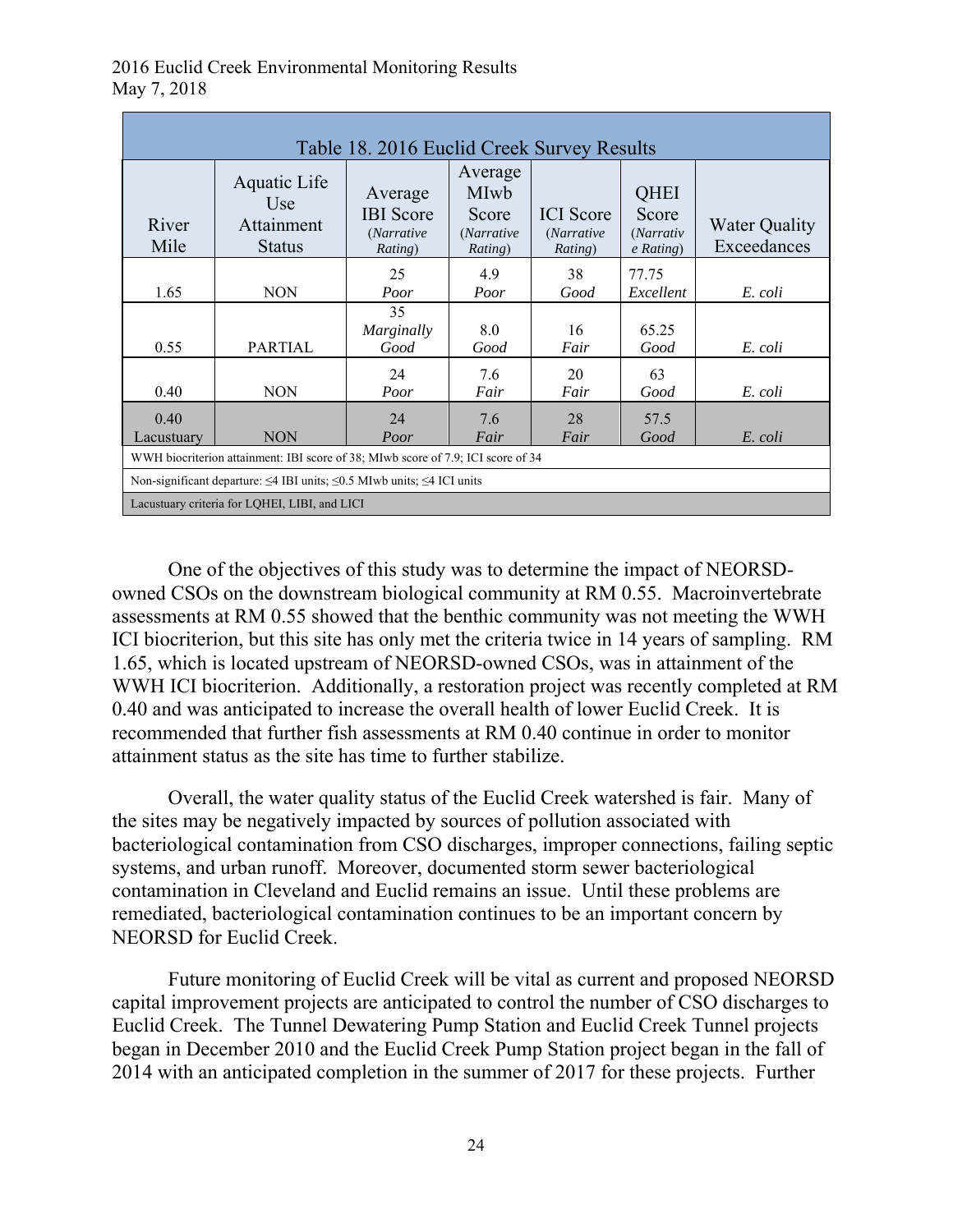Table 18. 2016 Euclid Creek Survey Results

| River Mile | Aquatic Life Use Attainment Status | Average IBI Score (*Narrative Rating*) | Average MIwb Score (*Narrative Rating*) | ICI Score (*Narrative Rating*) | QHEI Score (*Narrative Rating*) | Water Quality Exceedances |
|---|---|---|---|---|---|---|
| 1.65 | NON | 25 *Poor* | 4.9 *Poor* | 38 *Good* | 77.75 *Excellent* | *E. coli* |
| 0.55 | PARTIAL | 35 *Marginally Good* | 8.0 *Good* | 16 *Fair* | 65.25 *Good* | *E. coli* |
| 0.40 | NON | 24 *Poor* | 7.6 *Fair* | 20 *Fair* | 63 *Good* | *E. coli* |
| 0.40 Lacustuary | NON | 24 *Poor* | 7.6 *Fair* | 28 *Fair* | 57.5 *Good* | *E. coli* |
| WWH biocriterion attainment: IBI score of 38; MIwb score of 7.9; ICI score of 34 | | | | | | |
| Non-significant departure: ≤4 IBI units; ≤0.5 MIwb units; ≤4 ICI units | | | | | | |
| Lacustuary criteria for LQHEI, LIBI, and LICI | | | | | | |

One of the objectives of this study was to determine the impact of NEORSD-owned CSOs on the downstream biological community at RM 0.55. Macroinvertebrate assessments at RM 0.55 showed that the benthic community was not meeting the WWH ICI biocriterion, but this site has only met the criteria twice in 14 years of sampling. RM 1.65, which is located upstream of NEORSD-owned CSOs, was in attainment of the WWH ICI biocriterion. Additionally, a restoration project was recently completed at RM 0.40 and was anticipated to increase the overall health of lower Euclid Creek. It is recommended that further fish assessments at RM 0.40 continue in order to monitor attainment status as the site has time to further stabilize.

Overall, the water quality status of the Euclid Creek watershed is fair. Many of the sites may be negatively impacted by sources of pollution associated with bacteriological contamination from CSO discharges, improper connections, failing septic systems, and urban runoff. Moreover, documented storm sewer bacteriological contamination in Cleveland and Euclid remains an issue. Until these problems are remediated, bacteriological contamination continues to be an important concern by NEORSD for Euclid Creek.

Future monitoring of Euclid Creek will be vital as current and proposed NEORSD capital improvement projects are anticipated to control the number of CSO discharges to Euclid Creek. The Tunnel Dewatering Pump Station and Euclid Creek Tunnel projects began in December 2010 and the Euclid Creek Pump Station project began in the fall of 2014 with an anticipated completion in the summer of 2017 for these projects. Further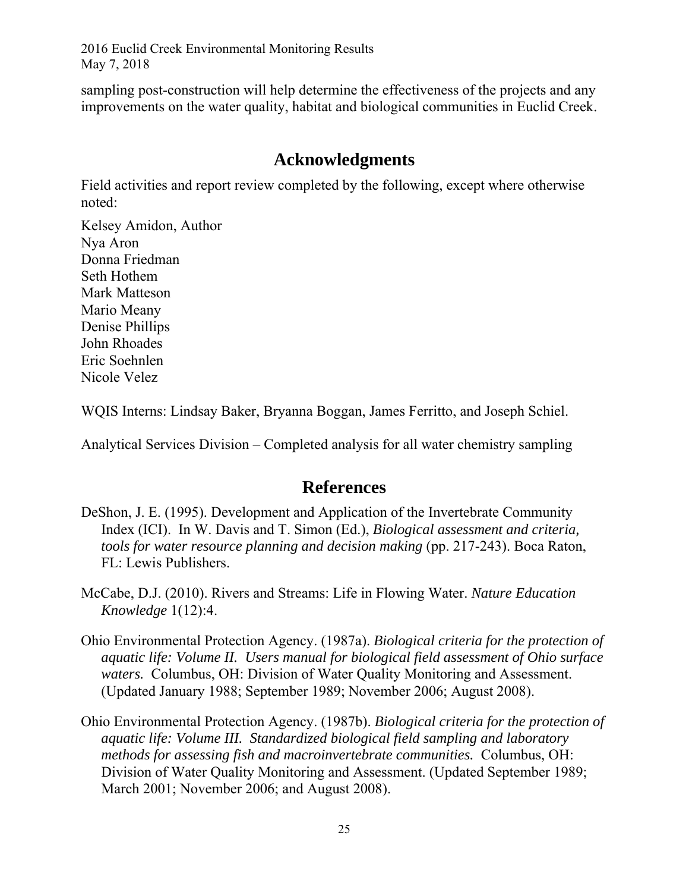sampling post-construction will help determine the effectiveness of the projects and any improvements on the water quality, habitat and biological communities in Euclid Creek.

## Acknowledgments

Field activities and report review completed by the following, except where otherwise noted:

Kelsey Amidon, Author
Nya Aron
Donna Friedman
Seth Hothem
Mark Matteson
Mario Meany
Denise Phillips
John Rhoades
Eric Soehnlen
Nicole Velez

WQIS Interns: Lindsay Baker, Bryanna Boggan, James Ferritto, and Joseph Schiel.

Analytical Services Division – Completed analysis for all water chemistry sampling

## References

DeShon, J. E. (1995). Development and Application of the Invertebrate Community Index (ICI). In W. Davis and T. Simon (Ed.), *Biological assessment and criteria, tools for water resource planning and decision making* (pp. 217-243). Boca Raton, FL: Lewis Publishers.

McCabe, D.J. (2010). Rivers and Streams: Life in Flowing Water. *Nature Education Knowledge* 1(12):4.

Ohio Environmental Protection Agency. (1987a). *Biological criteria for the protection of aquatic life: Volume II. Users manual for biological field assessment of Ohio surface waters.* Columbus, OH: Division of Water Quality Monitoring and Assessment. (Updated January 1988; September 1989; November 2006; August 2008).

Ohio Environmental Protection Agency. (1987b). *Biological criteria for the protection of aquatic life: Volume III. Standardized biological field sampling and laboratory methods for assessing fish and macroinvertebrate communities.* Columbus, OH: Division of Water Quality Monitoring and Assessment. (Updated September 1989; March 2001; November 2006; and August 2008).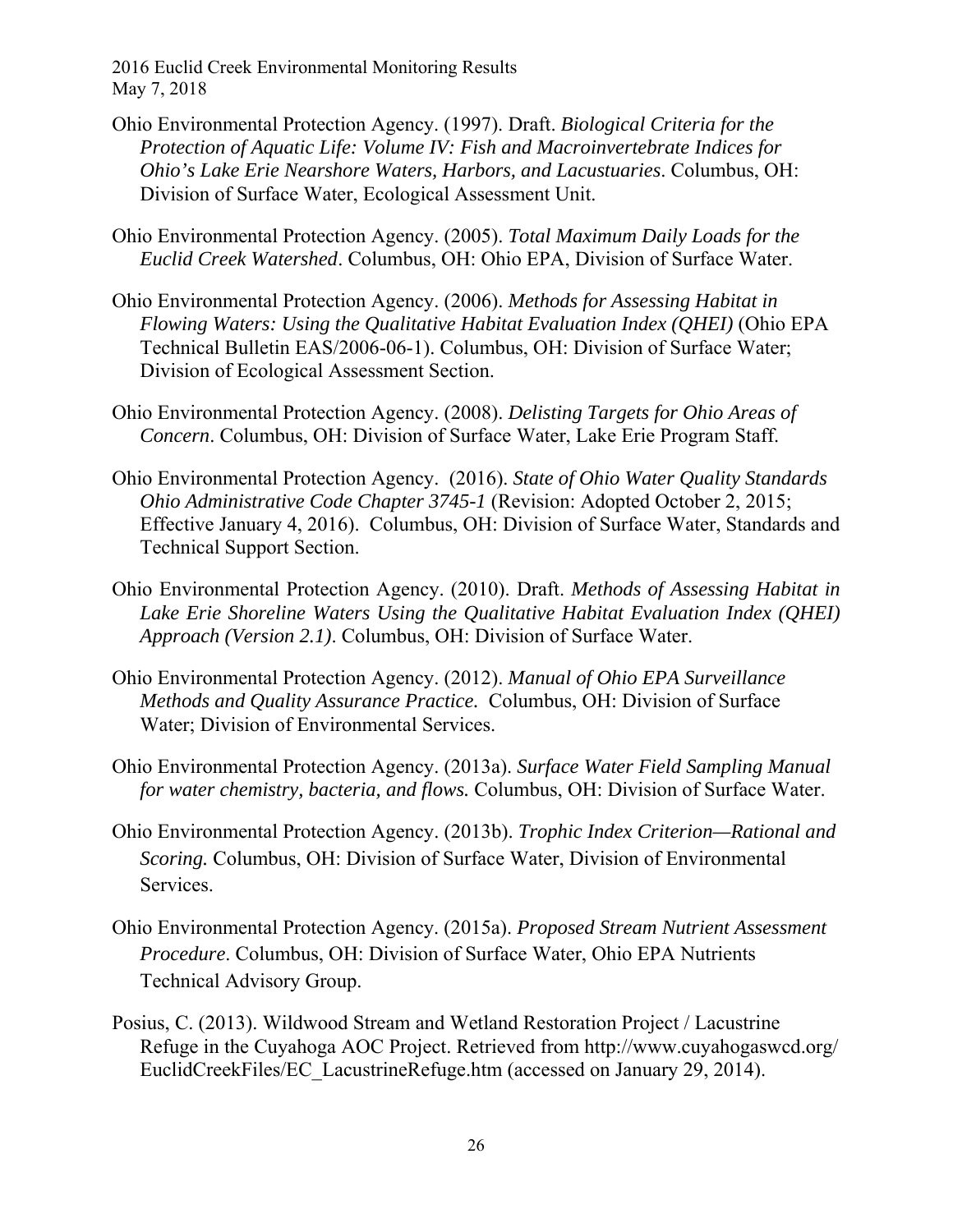Ohio Environmental Protection Agency. (1997). Draft. *Biological Criteria for the Protection of Aquatic Life: Volume IV: Fish and Macroinvertebrate Indices for Ohio's Lake Erie Nearshore Waters, Harbors, and Lacustuaries*. Columbus, OH: Division of Surface Water, Ecological Assessment Unit.

Ohio Environmental Protection Agency. (2005). *Total Maximum Daily Loads for the Euclid Creek Watershed*. Columbus, OH: Ohio EPA, Division of Surface Water.

Ohio Environmental Protection Agency. (2006). *Methods for Assessing Habitat in Flowing Waters: Using the Qualitative Habitat Evaluation Index (QHEI)* (Ohio EPA Technical Bulletin EAS/2006-06-1). Columbus, OH: Division of Surface Water; Division of Ecological Assessment Section.

Ohio Environmental Protection Agency. (2008). *Delisting Targets for Ohio Areas of Concern*. Columbus, OH: Division of Surface Water, Lake Erie Program Staff.

Ohio Environmental Protection Agency. (2016). *State of Ohio Water Quality Standards Ohio Administrative Code Chapter 3745-1* (Revision: Adopted October 2, 2015; Effective January 4, 2016). Columbus, OH: Division of Surface Water, Standards and Technical Support Section.

Ohio Environmental Protection Agency. (2010). Draft. *Methods of Assessing Habitat in Lake Erie Shoreline Waters Using the Qualitative Habitat Evaluation Index (QHEI) Approach (Version 2.1)*. Columbus, OH: Division of Surface Water.

Ohio Environmental Protection Agency. (2012). *Manual of Ohio EPA Surveillance Methods and Quality Assurance Practice.* Columbus, OH: Division of Surface Water; Division of Environmental Services.

Ohio Environmental Protection Agency. (2013a). *Surface Water Field Sampling Manual for water chemistry, bacteria, and flows.* Columbus, OH: Division of Surface Water.

Ohio Environmental Protection Agency. (2013b). *Trophic Index Criterion—Rational and Scoring.* Columbus, OH: Division of Surface Water, Division of Environmental Services.

Ohio Environmental Protection Agency. (2015a). *Proposed Stream Nutrient Assessment Procedure*. Columbus, OH: Division of Surface Water, Ohio EPA Nutrients Technical Advisory Group.

Posius, C. (2013). Wildwood Stream and Wetland Restoration Project / Lacustrine Refuge in the Cuyahoga AOC Project. Retrieved from http://www.cuyahogaswcd.org/EuclidCreekFiles/EC_LacustrineRefuge.htm (accessed on January 29, 2014).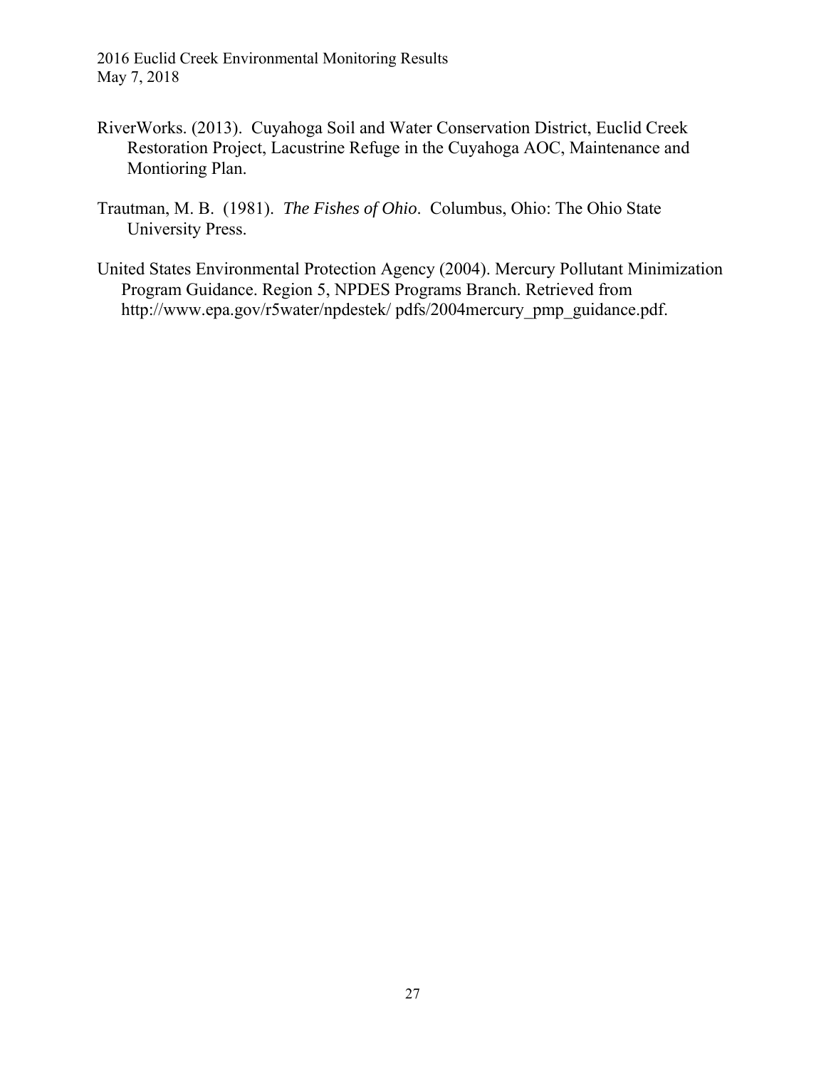RiverWorks. (2013). Cuyahoga Soil and Water Conservation District, Euclid Creek Restoration Project, Lacustrine Refuge in the Cuyahoga AOC, Maintenance and Montioring Plan.

Trautman, M. B. (1981). *The Fishes of Ohio*. Columbus, Ohio: The Ohio State University Press.

United States Environmental Protection Agency (2004). Mercury Pollutant Minimization Program Guidance. Region 5, NPDES Programs Branch. Retrieved from http://www.epa.gov/r5water/npdestek/ pdfs/2004mercury_pmp_guidance.pdf.